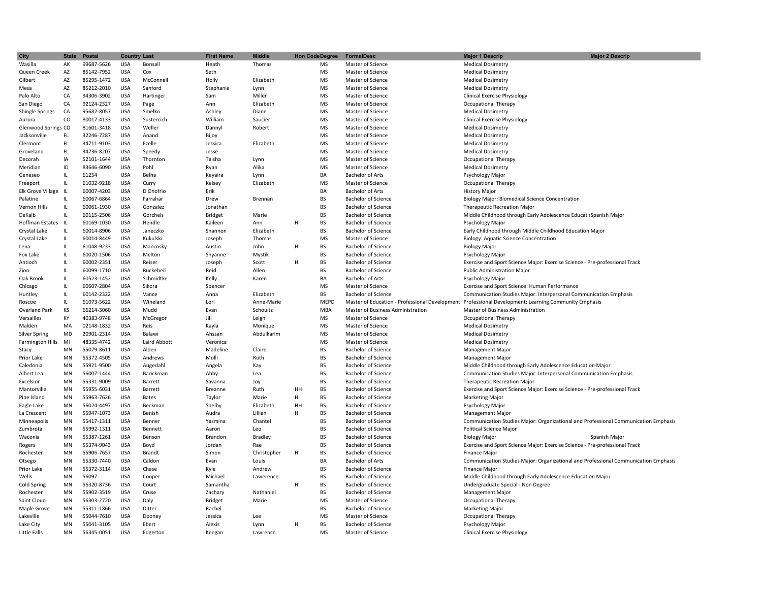| City | State | Postal | Country | Last | First Name | Middle | Hon Code | Degree | FormalDesc | Major 1 Descrip | Major 2 Descrip |
|---|---|---|---|---|---|---|---|---|---|---|---|
| Wasilla | AK | 99687-5626 | USA | Bonsall | Heath | Thomas | | MS | Master of Science | Medical Dosimetry | |
| Queen Creek | AZ | 85142-7952 | USA | Cox | Seth | | | MS | Master of Science | Medical Dosimetry | |
| Gilbert | AZ | 85295-1472 | USA | McConnell | Holly | Elizabeth | | MS | Master of Science | Medical Dosimetry | |
| Mesa | AZ | 85212-2010 | USA | Sanford | Stephanie | Lynn | | MS | Master of Science | Medical Dosimetry | |
| Palo Alto | CA | 94306-3902 | USA | Hartinger | Sam | Miller | | MS | Master of Science | Clinical Exercise Physiology | |
| San Diego | CA | 92124-2327 | USA | Page | Ann | Elizabeth | | MS | Master of Science | Occupational Therapy | |
| Shingle Springs | CA | 95682-8057 | USA | Smelko | Ashley | Diane | | MS | Master of Science | Medical Dosimetry | |
| Aurora | CO | 80017-4133 | USA | Sustercich | William | Saucier | | MS | Master of Science | Clinical Exercise Physiology | |
| Glenwood Springs | CO | 81601-3418 | USA | Weller | Dannyl | Robert | | MS | Master of Science | Medical Dosimetry | |
| Jacksonville | FL | 32246-7287 | USA | Anand | Bijoy | | | MS | Master of Science | Medical Dosimetry | |
| Clermont | FL | 34711-9103 | USA | Ezelle | Jessica | Elizabeth | | MS | Master of Science | Medical Dosimetry | |
| Groveland | FL | 34736-8207 | USA | Speedy | Jesse | | | MS | Master of Science | Medical Dosimetry | |
| Decorah | IA | 52101-1644 | USA | Thornton | Taisha | Lynn | | MS | Master of Science | Occupational Therapy | |
| Meridian | ID | 83646-6090 | USA | Pohl | Ryan | Alika | | MS | Master of Science | Medical Dosimetry | |
| Geneseo | IL | 61254 | USA | Belha | Keyaira | Lynn | | BA | Bachelor of Arts | Psychology Major | |
| Freeport | IL | 61032-9218 | USA | Curry | Kelsey | Elizabeth | | MS | Master of Science | Occupational Therapy | |
| Elk Grove Village | IL | 60007-4203 | USA | D'Onofrio | Erik | | | BA | Bachelor of Arts | History Major | |
| Palatine | IL | 60067-6864 | USA | Farrahar | Drew | Brennan | | BS | Bachelor of Science | Biology Major: Biomedical Science Concentration | |
| Vernon Hills | IL | 60061-1930 | USA | Gonzalez | Jonathan | | | BS | Bachelor of Science | Therapeutic Recreation Major | |
| DeKalb | IL | 60115-2506 | USA | Gorchels | Bridget | Marie | | BS | Bachelor of Science | Middle Childhood through Early Adolescence Educati | Spanish Major |
| Hoffman Estates | IL | 60169-1030 | USA | Hendle | Kaileen | Ann | H | BS | Bachelor of Science | Psychology Major | |
| Crystal Lake | IL | 60014-8906 | USA | Janeczko | Shannon | Elizabeth | | BS | Bachelor of Science | Early Childhood through Middle Childhood Education Major | |
| Crystal Lake | IL | 60014-8449 | USA | Kukulski | Joseph | Thomas | | MS | Master of Science | Biology: Aquatic Science Concentration | |
| Lena | IL | 61048-9233 | USA | Mancosky | Austin | John | H | BS | Bachelor of Science | Biology Major | |
| Fox Lake | IL | 60020-1506 | USA | Melton | Shyanne | Mystik | | BS | Bachelor of Science | Psychology Major | |
| Antioch | IL | 60002-2351 | USA | Reiser | Joseph | Scott | H | BS | Bachelor of Science | Exercise and Sport Science Major: Exercise Science - Pre-professional Track | |
| Zion | IL | 60099-1710 | USA | Ruckebeil | Reid | Allen | | BS | Bachelor of Science | Public Administration Major | |
| Oak Brook | IL | 60523-1452 | USA | Schmidtke | Kelly | Karen | | BA | Bachelor of Arts | Psychology Major | |
| Chicago | IL | 60607-2804 | USA | Sikora | Spencer | | | MS | Master of Science | Exercise and Sport Science: Human Performance | |
| Huntley | IL | 60142-2322 | USA | Vance | Anna | Elizabeth | | BS | Bachelor of Science | Communication Studies Major: Interpersonal Communication Emphasis | |
| Roscoe | IL | 61073-5622 | USA | Wineland | Lori | Anne-Marie | | MEPD | Master of Education - Professional Development | Professional Development: Learning Community Emphasis | |
| Overland Park | KS | 66214-3060 | USA | Mudd | Evan | Schoultz | | MBA | Master of Business Administration | Master of Business Administration | |
| Versailles | KY | 40383-9748 | USA | McGregor | Jill | Leigh | | MS | Master of Science | Occupational Therapy | |
| Malden | MA | 02148-1832 | USA | Reis | Kayla | Monique | | MS | Master of Science | Medical Dosimetry | |
| Silver Spring | MD | 20901-2314 | USA | Balawi | Ahssan | Abdulkarim | | MS | Master of Science | Medical Dosimetry | |
| Farmington Hills | MI | 48335-4742 | USA | Laird Abbott | Veronica | | | MS | Master of Science | Medical Dosimetry | |
| Stacy | MN | 55079-8611 | USA | Alden | Madeline | Claire | | BS | Bachelor of Science | Management Major | |
| Prior Lake | MN | 55372-4505 | USA | Andrews | Molli | Ruth | | BS | Bachelor of Science | Management Major | |
| Caledonia | MN | 55921-9500 | USA | Augedahl | Angela | Kay | | BS | Bachelor of Science | Middle Childhood through Early Adolescence Education Major | |
| Albert Lea | MN | 56007-1444 | USA | Barickman | Abby | Lea | | BS | Bachelor of Science | Communication Studies Major: Interpersonal Communication Emphasis | |
| Excelsior | MN | 55331-9009 | USA | Barrett | Savanna | Joy | | BS | Bachelor of Science | Therapeutic Recreation Major | |
| Mantorville | MN | 55955-6031 | USA | Barrett | Breanne | Ruth | HH | BS | Bachelor of Science | Exercise and Sport Science Major: Exercise Science - Pre-professional Track | |
| Pine Island | MN | 55963-7626 | USA | Bates | Taylor | Marie | H | BS | Bachelor of Science | Marketing Major | |
| Eagle Lake | MN | 56024-4497 | USA | Beckman | Shelby | Elizabeth | HH | BS | Bachelor of Science | Psychology Major | |
| La Crescent | MN | 55947-1073 | USA | Benish | Audra | Lillian | H | BS | Bachelor of Science | Management Major | |
| Minneapolis | MN | 55417-1311 | USA | Benner | Yasmina | Chantel | | BS | Bachelor of Science | Communication Studies Major: Organizational and Professional Communication Emphasis | |
| Zumbrota | MN | 55992-1311 | USA | Bennett | Aaron | Leo | | BS | Bachelor of Science | Political Science Major | |
| Waconia | MN | 55387-1261 | USA | Benson | Brandon | Bradley | | BS | Bachelor of Science | Biology Major | Spanish Major |
| Rogers | MN | 55374-9043 | USA | Boyd | Jordan | Rae | | BS | Bachelor of Science | Exercise and Sport Science Major: Exercise Science - Pre-professional Track | |
| Rochester | MN | 55906-7657 | USA | Brandt | Simon | Christopher | H | BS | Bachelor of Science | Finance Major | |
| Otsego | MN | 55330-7440 | USA | Caldon | Evan | Louis | | BA | Bachelor of Arts | Communication Studies Major: Organizational and Professional Communication Emphasis | |
| Prior Lake | MN | 55372-3114 | USA | Chase | Kyle | Andrew | | BS | Bachelor of Science | Finance Major | |
| Wells | MN | 56097 | USA | Cooper | Michael | Lawerence | | BS | Bachelor of Science | Middle Childhood through Early Adolescence Education Major | |
| Cold Spring | MN | 56320-8736 | USA | Court | Samantha | | H | BS | Bachelor of Science | Undergraduate Special - Non Degree | |
| Rochester | MN | 55902-3519 | USA | Cruse | Zachary | Nathaniel | | BS | Bachelor of Science | Management Major | |
| Saint Cloud | MN | 56303-2720 | USA | Daly | Bridget | Marie | | MS | Master of Science | Occupational Therapy | |
| Maple Grove | MN | 55311-1866 | USA | Ditter | Rachel | | | BS | Bachelor of Science | Marketing Major | |
| Lakeville | MN | 55044-7610 | USA | Dooney | Jessica | Lee | | MS | Master of Science | Occupational Therapy | |
| Lake City | MN | 55041-3105 | USA | Ebert | Alexis | Lynn | H | BS | Bachelor of Science | Psychology Major | |
| Little Falls | MN | 56345-0051 | USA | Edgerton | Keegan | Lawrence | | MS | Master of Science | Clinical Exercise Physiology | |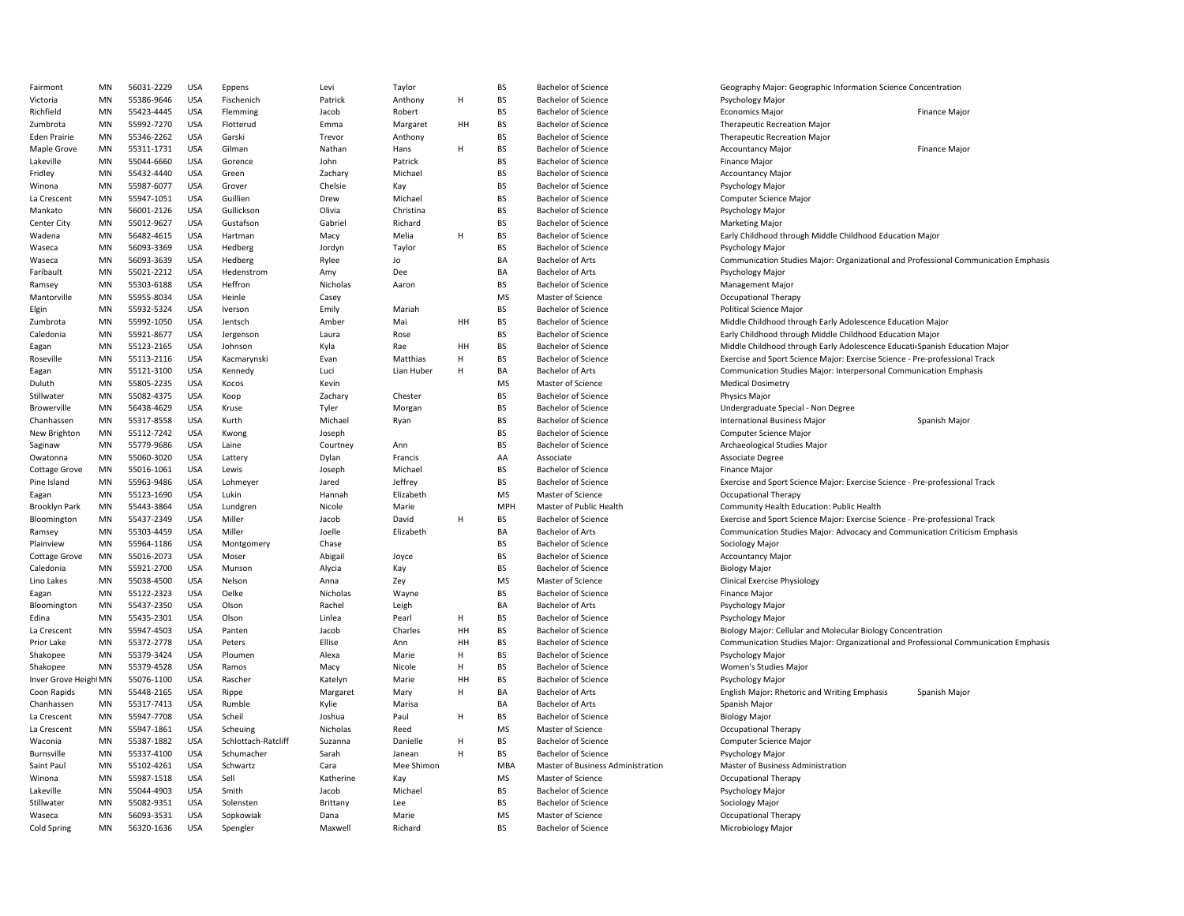| | | | | | | | | | | | |
|---|---|---|---|---|---|---|---|---|---|---|---|
| Fairmont | MN | 56031-2229 | USA | Eppens | Levi | Taylor | | BS | Bachelor of Science | Geography Major: Geographic Information Science Concentration | |
| Victoria | MN | 55386-9646 | USA | Fischenich | Patrick | Anthony | H | BS | Bachelor of Science | Psychology Major | |
| Richfield | MN | 55423-4445 | USA | Flemming | Jacob | Robert | | BS | Bachelor of Science | Economics Major | Finance Major |
| Zumbrota | MN | 55992-7270 | USA | Flotterud | Emma | Margaret | HH | BS | Bachelor of Science | Therapeutic Recreation Major | |
| Eden Prairie | MN | 55346-2262 | USA | Garski | Trevor | Anthony | | BS | Bachelor of Science | Therapeutic Recreation Major | |
| Maple Grove | MN | 55311-1731 | USA | Gilman | Nathan | Hans | H | BS | Bachelor of Science | Accountancy Major | Finance Major |
| Lakeville | MN | 55044-6660 | USA | Gorence | John | Patrick | | BS | Bachelor of Science | Finance Major | |
| Fridley | MN | 55432-4440 | USA | Green | Zachary | Michael | | BS | Bachelor of Science | Accountancy Major | |
| Winona | MN | 55987-6077 | USA | Grover | Chelsie | Kay | | BS | Bachelor of Science | Psychology Major | |
| La Crescent | MN | 55947-1051 | USA | Guillien | Drew | Michael | | BS | Bachelor of Science | Computer Science Major | |
| Mankato | MN | 56001-2126 | USA | Gullickson | Olivia | Christina | | BS | Bachelor of Science | Psychology Major | |
| Center City | MN | 55012-9627 | USA | Gustafson | Gabriel | Richard | | BS | Bachelor of Science | Marketing Major | |
| Wadena | MN | 56482-4615 | USA | Hartman | Macy | Melia | H | BS | Bachelor of Science | Early Childhood through Middle Childhood Education Major | |
| Waseca | MN | 56093-3369 | USA | Hedberg | Jordyn | Taylor | | BS | Bachelor of Science | Psychology Major | |
| Waseca | MN | 56093-3639 | USA | Hedberg | Rylee | Jo | | BA | Bachelor of Arts | Communication Studies Major: Organizational and Professional Communication Emphasis | |
| Faribault | MN | 55021-2212 | USA | Hedenstrom | Amy | Dee | | BA | Bachelor of Arts | Psychology Major | |
| Ramsey | MN | 55303-6188 | USA | Heffron | Nicholas | Aaron | | BS | Bachelor of Science | Management Major | |
| Mantorville | MN | 55955-8034 | USA | Heinle | Casey | | | MS | Master of Science | Occupational Therapy | |
| Elgin | MN | 55932-5324 | USA | Iverson | Emily | Mariah | | BS | Bachelor of Science | Political Science Major | |
| Zumbrota | MN | 55992-1050 | USA | Jentsch | Amber | Mai | HH | BS | Bachelor of Science | Middle Childhood through Early Adolescence Education Major | |
| Caledonia | MN | 55921-8677 | USA | Jergenson | Laura | Rose | | BS | Bachelor of Science | Early Childhood through Middle Childhood Education Major | |
| Eagan | MN | 55123-2165 | USA | Johnson | Kyla | Rae | HH | BS | Bachelor of Science | Middle Childhood through Early Adolescence Educati | Spanish Education Major |
| Roseville | MN | 55113-2116 | USA | Kacmarynski | Evan | Matthias | H | BS | Bachelor of Science | Exercise and Sport Science Major: Exercise Science - Pre-professional Track | |
| Eagan | MN | 55121-3100 | USA | Kennedy | Luci | Lian Huber | H | BA | Bachelor of Arts | Communication Studies Major: Interpersonal Communication Emphasis | |
| Duluth | MN | 55805-2235 | USA | Kocos | Kevin | | | MS | Master of Science | Medical Dosimetry | |
| Stillwater | MN | 55082-4375 | USA | Koop | Zachary | Chester | | BS | Bachelor of Science | Physics Major | |
| Browerville | MN | 56438-4629 | USA | Kruse | Tyler | Morgan | | BS | Bachelor of Science | Undergraduate Special - Non Degree | |
| Chanhassen | MN | 55317-8558 | USA | Kurth | Michael | Ryan | | BS | Bachelor of Science | International Business Major | Spanish Major |
| New Brighton | MN | 55112-7242 | USA | Kwong | Joseph | | | BS | Bachelor of Science | Computer Science Major | |
| Saginaw | MN | 55779-9686 | USA | Laine | Courtney | Ann | | BS | Bachelor of Science | Archaeological Studies Major | |
| Owatonna | MN | 55060-3020 | USA | Lattery | Dylan | Francis | | AA | Associate | Associate Degree | |
| Cottage Grove | MN | 55016-1061 | USA | Lewis | Joseph | Michael | | BS | Bachelor of Science | Finance Major | |
| Pine Island | MN | 55963-9486 | USA | Lohmeyer | Jared | Jeffrey | | BS | Bachelor of Science | Exercise and Sport Science Major: Exercise Science - Pre-professional Track | |
| Eagan | MN | 55123-1690 | USA | Lukin | Hannah | Elizabeth | | MS | Master of Science | Occupational Therapy | |
| Brooklyn Park | MN | 55443-3864 | USA | Lundgren | Nicole | Marie | | MPH | Master of Public Health | Community Health Education: Public Health | |
| Bloomington | MN | 55437-2349 | USA | Miller | Jacob | David | H | BS | Bachelor of Science | Exercise and Sport Science Major: Exercise Science - Pre-professional Track | |
| Ramsey | MN | 55303-4459 | USA | Miller | Joelle | Elizabeth | | BA | Bachelor of Arts | Communication Studies Major: Advocacy and Communication Criticism Emphasis | |
| Plainview | MN | 55964-1186 | USA | Montgomery | Chase | | | BS | Bachelor of Science | Sociology Major | |
| Cottage Grove | MN | 55016-2073 | USA | Moser | Abigail | Joyce | | BS | Bachelor of Science | Accountancy Major | |
| Caledonia | MN | 55921-2700 | USA | Munson | Alycia | Kay | | BS | Bachelor of Science | Biology Major | |
| Lino Lakes | MN | 55038-4500 | USA | Nelson | Anna | Zey | | MS | Master of Science | Clinical Exercise Physiology | |
| Eagan | MN | 55122-2323 | USA | Oelke | Nicholas | Wayne | | BS | Bachelor of Science | Finance Major | |
| Bloomington | MN | 55437-2350 | USA | Olson | Rachel | Leigh | | BA | Bachelor of Arts | Psychology Major | |
| Edina | MN | 55435-2301 | USA | Olson | Linlea | Pearl | H | BS | Bachelor of Science | Psychology Major | |
| La Crescent | MN | 55947-4503 | USA | Panten | Jacob | Charles | HH | BS | Bachelor of Science | Biology Major: Cellular and Molecular Biology Concentration | |
| Prior Lake | MN | 55372-2778 | USA | Peters | Ellise | Ann | HH | BS | Bachelor of Science | Communication Studies Major: Organizational and Professional Communication Emphasis | |
| Shakopee | MN | 55379-3424 | USA | Ploumen | Alexa | Marie | H | BS | Bachelor of Science | Psychology Major | |
| Shakopee | MN | 55379-4528 | USA | Ramos | Macy | Nicole | H | BS | Bachelor of Science | Women's Studies Major | |
| Inver Grove Heigh | MN | 55076-1100 | USA | Rascher | Katelyn | Marie | HH | BS | Bachelor of Science | Psychology Major | |
| Coon Rapids | MN | 55448-2165 | USA | Rippe | Margaret | Mary | H | BA | Bachelor of Arts | English Major: Rhetoric and Writing Emphasis | Spanish Major |
| Chanhassen | MN | 55317-7413 | USA | Rumble | Kylie | Marisa | | BA | Bachelor of Arts | Spanish Major | |
| La Crescent | MN | 55947-7708 | USA | Scheil | Joshua | Paul | H | BS | Bachelor of Science | Biology Major | |
| La Crescent | MN | 55947-1861 | USA | Scheuing | Nicholas | Reed | | MS | Master of Science | Occupational Therapy | |
| Waconia | MN | 55387-1882 | USA | Schlottach-Ratcliff | Suzanna | Danielle | H | BS | Bachelor of Science | Computer Science Major | |
| Burnsville | MN | 55337-4100 | USA | Schumacher | Sarah | Janean | H | BS | Bachelor of Science | Psychology Major | |
| Saint Paul | MN | 55102-4261 | USA | Schwartz | Cara | Mee Shimon | | MBA | Master of Business Administration | Master of Business Administration | |
| Winona | MN | 55987-1518 | USA | Sell | Katherine | Kay | | MS | Master of Science | Occupational Therapy | |
| Lakeville | MN | 55044-4903 | USA | Smith | Jacob | Michael | | BS | Bachelor of Science | Psychology Major | |
| Stillwater | MN | 55082-9351 | USA | Solensten | Brittany | Lee | | BS | Bachelor of Science | Sociology Major | |
| Waseca | MN | 56093-3531 | USA | Sopkowiak | Dana | Marie | | MS | Master of Science | Occupational Therapy | |
| Cold Spring | MN | 56320-1636 | USA | Spengler | Maxwell | Richard | | BS | Bachelor of Science | Microbiology Major | |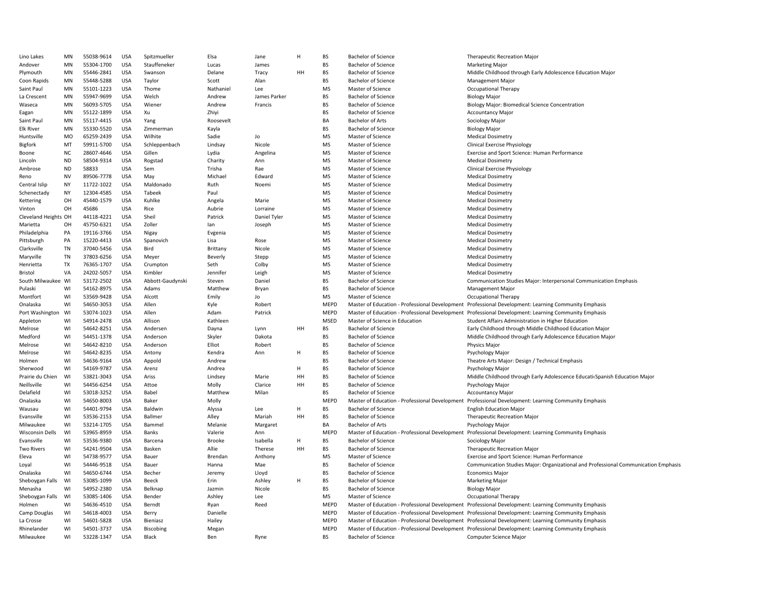| | | | | | | | | | | |
|---|---|---|---|---|---|---|---|---|---|---|
| Lino Lakes | MN | 55038-9614 | USA | Spitzmueller | Elsa | Jane | H | BS | Bachelor of Science | Therapeutic Recreation Major |
| Andover | MN | 55304-1700 | USA | Stauffeneker | Lucas | James | | BS | Bachelor of Science | Marketing Major |
| Plymouth | MN | 55446-2841 | USA | Swanson | Delane | Tracy | HH | BS | Bachelor of Science | Middle Childhood through Early Adolescence Education Major |
| Coon Rapids | MN | 55448-5288 | USA | Taylor | Scott | Alan | | BS | Bachelor of Science | Management Major |
| Saint Paul | MN | 55101-1223 | USA | Thome | Nathaniel | Lee | | MS | Master of Science | Occupational Therapy |
| La Crescent | MN | 55947-9699 | USA | Welch | Andrew | James Parker | | BS | Bachelor of Science | Biology Major |
| Waseca | MN | 56093-5705 | USA | Wiener | Andrew | Francis | | BS | Bachelor of Science | Biology Major: Biomedical Science Concentration |
| Eagan | MN | 55122-1899 | USA | Xu | Zhiyi | | | BS | Bachelor of Science | Accountancy Major |
| Saint Paul | MN | 55117-4415 | USA | Yang | Roosevelt | | | BA | Bachelor of Arts | Sociology Major |
| Elk River | MN | 55330-5520 | USA | Zimmerman | Kayla | | | BS | Bachelor of Science | Biology Major |
| Huntsville | MO | 65259-2439 | USA | Wilhite | Sadie | Jo | | MS | Master of Science | Medical Dosimetry |
| Bigfork | MT | 59911-5700 | USA | Schleppenbach | Lindsay | Nicole | | MS | Master of Science | Clinical Exercise Physiology |
| Boone | NC | 28607-4646 | USA | Gillen | Lydia | Angelina | | MS | Master of Science | Exercise and Sport Science: Human Performance |
| Lincoln | ND | 58504-9314 | USA | Rogstad | Charity | Ann | | MS | Master of Science | Medical Dosimetry |
| Ambrose | ND | 58833 | USA | Sem | Trisha | Rae | | MS | Master of Science | Clinical Exercise Physiology |
| Reno | NV | 89506-7778 | USA | May | Michael | Edward | | MS | Master of Science | Medical Dosimetry |
| Central Islip | NY | 11722-1022 | USA | Maldonado | Ruth | Noemi | | MS | Master of Science | Medical Dosimetry |
| Schenectady | NY | 12304-4585 | USA | Tabeek | Paul | | | MS | Master of Science | Medical Dosimetry |
| Kettering | OH | 45440-1579 | USA | Kuhlke | Angela | Marie | | MS | Master of Science | Medical Dosimetry |
| Vinton | OH | 45686 | USA | Rice | Aubrie | Lorraine | | MS | Master of Science | Medical Dosimetry |
| Cleveland Heights | OH | 44118-4221 | USA | Sheil | Patrick | Daniel Tyler | | MS | Master of Science | Medical Dosimetry |
| Marietta | OH | 45750-6321 | USA | Zoller | Ian | Joseph | | MS | Master of Science | Medical Dosimetry |
| Philadelphia | PA | 19116-3766 | USA | Nigay | Evgenia | | | MS | Master of Science | Medical Dosimetry |
| Pittsburgh | PA | 15220-4413 | USA | Spanovich | Lisa | Rose | | MS | Master of Science | Medical Dosimetry |
| Clarksville | TN | 37040-5456 | USA | Bird | Brittany | Nicole | | MS | Master of Science | Medical Dosimetry |
| Maryville | TN | 37803-6256 | USA | Meyer | Beverly | Stepp | | MS | Master of Science | Medical Dosimetry |
| Henrietta | TX | 76365-1707 | USA | Crumpton | Seth | Colby | | MS | Master of Science | Medical Dosimetry |
| Bristol | VA | 24202-5057 | USA | Kimbler | Jennifer | Leigh | | MS | Master of Science | Medical Dosimetry |
| South Milwaukee | WI | 53172-2502 | USA | Abbott-Gaudynski | Steven | Daniel | | BS | Bachelor of Science | Communication Studies Major: Interpersonal Communication Emphasis |
| Pulaski | WI | 54162-8975 | USA | Adams | Matthew | Bryan | | BS | Bachelor of Science | Management Major |
| Montfort | WI | 53569-9428 | USA | Alcott | Emily | Jo | | MS | Master of Science | Occupational Therapy |
| Onalaska | WI | 54650-3053 | USA | Allen | Kyle | Robert | | MEPD | Master of Education - Professional Development | Professional Development: Learning Community Emphasis |
| Port Washington | WI | 53074-1023 | USA | Allen | Adam | Patrick | | MEPD | Master of Education - Professional Development | Professional Development: Learning Community Emphasis |
| Appleton | WI | 54914-2478 | USA | Allison | Kathleen | | | MSED | Master of Science in Education | Student Affairs Administration in Higher Education |
| Melrose | WI | 54642-8251 | USA | Andersen | Dayna | Lynn | HH | BS | Bachelor of Science | Early Childhood through Middle Childhood Education Major |
| Medford | WI | 54451-1378 | USA | Anderson | Skyler | Dakota | | BS | Bachelor of Science | Middle Childhood through Early Adolescence Education Major |
| Melrose | WI | 54642-8210 | USA | Anderson | Elliot | Robert | | BS | Bachelor of Science | Physics Major |
| Melrose | WI | 54642-8235 | USA | Antony | Kendra | Ann | H | BS | Bachelor of Science | Psychology Major |
| Holmen | WI | 54636-9164 | USA | Appold | Andrew | | | BS | Bachelor of Science | Theatre Arts Major: Design / Technical Emphasis |
| Sherwood | WI | 54169-9787 | USA | Arenz | Andrea | | H | BS | Bachelor of Science | Psychology Major |
| Prairie du Chien | WI | 53821-3043 | USA | Ariss | Lindsey | Marie | HH | BS | Bachelor of Science | Middle Childhood through Early Adolescence Educati‹Spanish Education Major |
| Neillsville | WI | 54456-6254 | USA | Attoe | Molly | Clarice | HH | BS | Bachelor of Science | Psychology Major |
| Delafield | WI | 53018-3252 | USA | Babel | Matthew | Milan | | BS | Bachelor of Science | Accountancy Major |
| Onalaska | WI | 54650-8003 | USA | Baker | Molly | | | MEPD | Master of Education - Professional Development | Professional Development: Learning Community Emphasis |
| Wausau | WI | 54401-9794 | USA | Baldwin | Alyssa | Lee | H | BS | Bachelor of Science | English Education Major |
| Evansville | WI | 53536-2153 | USA | Ballmer | Alley | Mariah | HH | BS | Bachelor of Science | Therapeutic Recreation Major |
| Milwaukee | WI | 53214-1705 | USA | Bammel | Melanie | Margaret | | BA | Bachelor of Arts | Psychology Major |
| Wisconsin Dells | WI | 53965-8959 | USA | Banks | Valerie | Ann | | MEPD | Master of Education - Professional Development | Professional Development: Learning Community Emphasis |
| Evansville | WI | 53536-9380 | USA | Barcena | Brooke | Isabella | H | BS | Bachelor of Science | Sociology Major |
| Two Rivers | WI | 54241-9504 | USA | Basken | Allie | Therese | HH | BS | Bachelor of Science | Therapeutic Recreation Major |
| Eleva | WI | 54738-9577 | USA | Bauer | Brendan | Anthony | | MS | Master of Science | Exercise and Sport Science: Human Performance |
| Loyal | WI | 54446-9518 | USA | Bauer | Hanna | Mae | | BS | Bachelor of Science | Communication Studies Major: Organizational and Professional Communication Emphasis |
| Onalaska | WI | 54650-6744 | USA | Becher | Jeremy | Lloyd | | BS | Bachelor of Science | Economics Major |
| Sheboygan Falls | WI | 53085-1099 | USA | Beeck | Erin | Ashley | H | BS | Bachelor of Science | Marketing Major |
| Menasha | WI | 54952-2380 | USA | Belknap | Jazmin | Nicole | | BS | Bachelor of Science | Biology Major |
| Sheboygan Falls | WI | 53085-1406 | USA | Bender | Ashley | Lee | | MS | Master of Science | Occupational Therapy |
| Holmen | WI | 54636-4510 | USA | Berndt | Ryan | Reed | | MEPD | Master of Education - Professional Development | Professional Development: Learning Community Emphasis |
| Camp Douglas | WI | 54618-4003 | USA | Berry | Danielle | | | MEPD | Master of Education - Professional Development | Professional Development: Learning Community Emphasis |
| La Crosse | WI | 54601-5828 | USA | Bieniasz | Hailey | | | MEPD | Master of Education - Professional Development | Professional Development: Learning Community Emphasis |
| Rhinelander | WI | 54501-3737 | USA | Biscobing | Megan | | | MEPD | Master of Education - Professional Development | Professional Development: Learning Community Emphasis |
| Milwaukee | WI | 53228-1347 | USA | Black | Ben | Ryne | | BS | Bachelor of Science | Computer Science Major |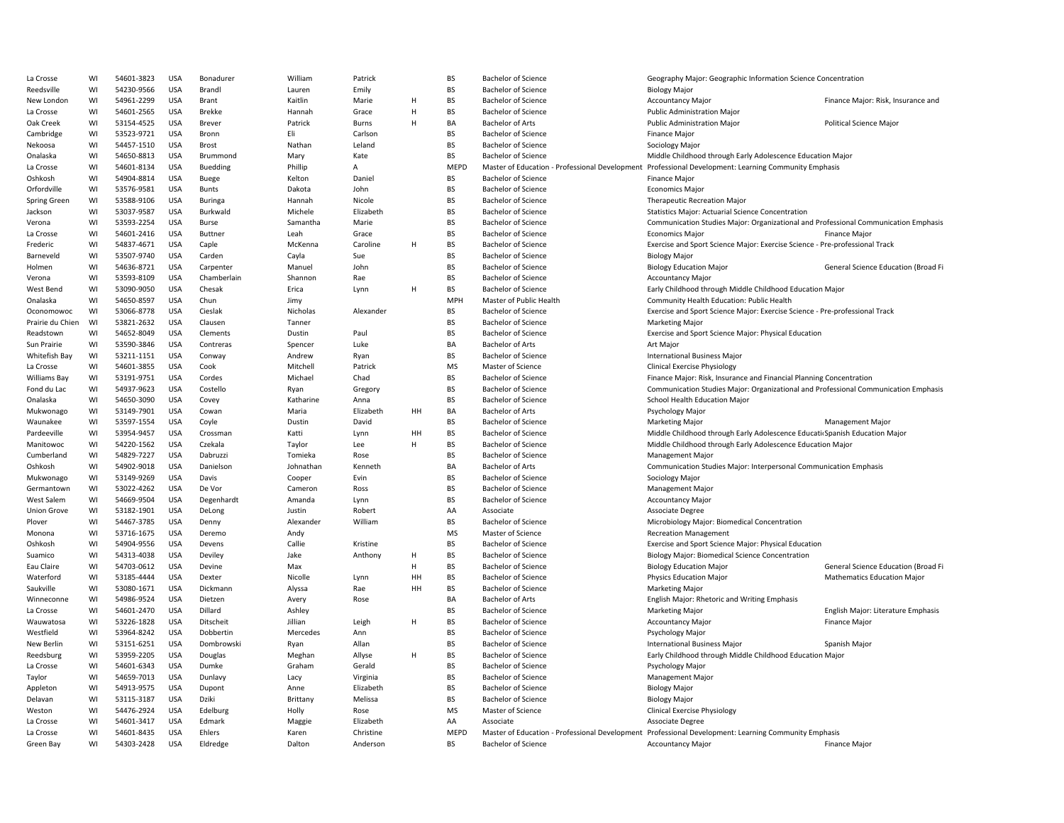| | | | | | | | | | | | |
|---|---|---|---|---|---|---|---|---|---|---|---|
| La Crosse | WI | 54601-3823 | USA | Bonadurer | William | Patrick | | BS | Bachelor of Science | Geography Major: Geographic Information Science Concentration | |
| Reedsville | WI | 54230-9566 | USA | Brandl | Lauren | Emily | | BS | Bachelor of Science | Biology Major | |
| New London | WI | 54961-2299 | USA | Brant | Kaitlin | Marie | H | BS | Bachelor of Science | Accountancy Major | Finance Major: Risk, Insurance and |
| La Crosse | WI | 54601-2565 | USA | Brekke | Hannah | Grace | H | BS | Bachelor of Science | Public Administration Major | |
| Oak Creek | WI | 53154-4525 | USA | Brever | Patrick | Burns | H | BA | Bachelor of Arts | Public Administration Major | Political Science Major |
| Cambridge | WI | 53523-9721 | USA | Bronn | Eli | Carlson | | BS | Bachelor of Science | Finance Major | |
| Nekoosa | WI | 54457-1510 | USA | Brost | Nathan | Leland | | BS | Bachelor of Science | Sociology Major | |
| Onalaska | WI | 54650-8813 | USA | Brummond | Mary | Kate | | BS | Bachelor of Science | Middle Childhood through Early Adolescence Education Major | |
| La Crosse | WI | 54601-8134 | USA | Buedding | Phillip | A | | MEPD | Master of Education - Professional Development | Professional Development: Learning Community Emphasis | |
| Oshkosh | WI | 54904-8814 | USA | Buege | Kelton | Daniel | | BS | Bachelor of Science | Finance Major | |
| Orfordville | WI | 53576-9581 | USA | Bunts | Dakota | John | | BS | Bachelor of Science | Economics Major | |
| Spring Green | WI | 53588-9106 | USA | Buringa | Hannah | Nicole | | BS | Bachelor of Science | Therapeutic Recreation Major | |
| Jackson | WI | 53037-9587 | USA | Burkwald | Michele | Elizabeth | | BS | Bachelor of Science | Statistics Major: Actuarial Science Concentration | |
| Verona | WI | 53593-2254 | USA | Burse | Samantha | Marie | | BS | Bachelor of Science | Communication Studies Major: Organizational and Professional Communication Emphasis | |
| La Crosse | WI | 54601-2416 | USA | Buttner | Leah | Grace | | BS | Bachelor of Science | Economics Major | Finance Major |
| Frederic | WI | 54837-4671 | USA | Caple | McKenna | Caroline | H | BS | Bachelor of Science | Exercise and Sport Science Major: Exercise Science - Pre-professional Track | |
| Barneveld | WI | 53507-9740 | USA | Carden | Cayla | Sue | | BS | Bachelor of Science | Biology Major | |
| Holmen | WI | 54636-8721 | USA | Carpenter | Manuel | John | | BS | Bachelor of Science | Biology Education Major | General Science Education (Broad Fi |
| Verona | WI | 53593-8109 | USA | Chamberlain | Shannon | Rae | | BS | Bachelor of Science | Accountancy Major | |
| West Bend | WI | 53090-9050 | USA | Chesak | Erica | Lynn | H | BS | Bachelor of Science | Early Childhood through Middle Childhood Education Major | |
| Onalaska | WI | 54650-8597 | USA | Chun | Jimy | | | MPH | Master of Public Health | Community Health Education: Public Health | |
| Oconomowoc | WI | 53066-8778 | USA | Cieslak | Nicholas | Alexander | | BS | Bachelor of Science | Exercise and Sport Science Major: Exercise Science - Pre-professional Track | |
| Prairie du Chien | WI | 53821-2632 | USA | Clausen | Tanner | | | BS | Bachelor of Science | Marketing Major | |
| Readstown | WI | 54652-8049 | USA | Clements | Dustin | Paul | | BS | Bachelor of Science | Exercise and Sport Science Major: Physical Education | |
| Sun Prairie | WI | 53590-3846 | USA | Contreras | Spencer | Luke | | BA | Bachelor of Arts | Art Major | |
| Whitefish Bay | WI | 53211-1151 | USA | Conway | Andrew | Ryan | | BS | Bachelor of Science | International Business Major | |
| La Crosse | WI | 54601-3855 | USA | Cook | Mitchell | Patrick | | MS | Master of Science | Clinical Exercise Physiology | |
| Williams Bay | WI | 53191-9751 | USA | Cordes | Michael | Chad | | BS | Bachelor of Science | Finance Major: Risk, Insurance and Financial Planning Concentration | |
| Fond du Lac | WI | 54937-9623 | USA | Costello | Ryan | Gregory | | BS | Bachelor of Science | Communication Studies Major: Organizational and Professional Communication Emphasis | |
| Onalaska | WI | 54650-3090 | USA | Covey | Katharine | Anna | | BS | Bachelor of Science | School Health Education Major | |
| Mukwonago | WI | 53149-7901 | USA | Cowan | Maria | Elizabeth | HH | BA | Bachelor of Arts | Psychology Major | |
| Waunakee | WI | 53597-1554 | USA | Coyle | Dustin | David | | BS | Bachelor of Science | Marketing Major | Management Major |
| Pardeeville | WI | 53954-9457 | USA | Crossman | Katti | Lynn | HH | BS | Bachelor of Science | Middle Childhood through Early Adolescence Educati | Spanish Education Major |
| Manitowoc | WI | 54220-1562 | USA | Czekala | Taylor | Lee | H | BS | Bachelor of Science | Middle Childhood through Early Adolescence Education Major | |
| Cumberland | WI | 54829-7227 | USA | Dabruzzi | Tomieka | Rose | | BS | Bachelor of Science | Management Major | |
| Oshkosh | WI | 54902-9018 | USA | Danielson | Johnathan | Kenneth | | BA | Bachelor of Arts | Communication Studies Major: Interpersonal Communication Emphasis | |
| Mukwonago | WI | 53149-9269 | USA | Davis | Cooper | Evin | | BS | Bachelor of Science | Sociology Major | |
| Germantown | WI | 53022-4262 | USA | De Vor | Cameron | Ross | | BS | Bachelor of Science | Management Major | |
| West Salem | WI | 54669-9504 | USA | Degenhardt | Amanda | Lynn | | BS | Bachelor of Science | Accountancy Major | |
| Union Grove | WI | 53182-1901 | USA | DeLong | Justin | Robert | | AA | Associate | Associate Degree | |
| Plover | WI | 54467-3785 | USA | Denny | Alexander | William | | BS | Bachelor of Science | Microbiology Major: Biomedical Concentration | |
| Monona | WI | 53716-1675 | USA | Deremo | Andy | | | MS | Master of Science | Recreation Management | |
| Oshkosh | WI | 54904-9556 | USA | Devens | Callie | Kristine | | BS | Bachelor of Science | Exercise and Sport Science Major: Physical Education | |
| Suamico | WI | 54313-4038 | USA | Deviley | Jake | Anthony | H | BS | Bachelor of Science | Biology Major: Biomedical Science Concentration | |
| Eau Claire | WI | 54703-0612 | USA | Devine | Max | | H | BS | Bachelor of Science | Biology Education Major | General Science Education (Broad Fi |
| Waterford | WI | 53185-4444 | USA | Dexter | Nicolle | Lynn | HH | BS | Bachelor of Science | Physics Education Major | Mathematics Education Major |
| Saukville | WI | 53080-1671 | USA | Dickmann | Alyssa | Rae | HH | BS | Bachelor of Science | Marketing Major | |
| Winneconne | WI | 54986-9524 | USA | Dietzen | Avery | Rose | | BA | Bachelor of Arts | English Major: Rhetoric and Writing Emphasis | |
| La Crosse | WI | 54601-2470 | USA | Dillard | Ashley | | | BS | Bachelor of Science | Marketing Major | English Major: Literature Emphasis |
| Wauwatosa | WI | 53226-1828 | USA | Ditscheit | Jillian | Leigh | H | BS | Bachelor of Science | Accountancy Major | Finance Major |
| Westfield | WI | 53964-8242 | USA | Dobbertin | Mercedes | Ann | | BS | Bachelor of Science | Psychology Major | |
| New Berlin | WI | 53151-6251 | USA | Dombrowski | Ryan | Allan | | BS | Bachelor of Science | International Business Major | Spanish Major |
| Reedsburg | WI | 53959-2205 | USA | Douglas | Meghan | Allyse | H | BS | Bachelor of Science | Early Childhood through Middle Childhood Education Major | |
| La Crosse | WI | 54601-6343 | USA | Dumke | Graham | Gerald | | BS | Bachelor of Science | Psychology Major | |
| Taylor | WI | 54659-7013 | USA | Dunlavy | Lacy | Virginia | | BS | Bachelor of Science | Management Major | |
| Appleton | WI | 54913-9575 | USA | Dupont | Anne | Elizabeth | | BS | Bachelor of Science | Biology Major | |
| Delavan | WI | 53115-3187 | USA | Dziki | Brittany | Melissa | | BS | Bachelor of Science | Biology Major | |
| Weston | WI | 54476-2924 | USA | Edelburg | Holly | Rose | | MS | Master of Science | Clinical Exercise Physiology | |
| La Crosse | WI | 54601-3417 | USA | Edmark | Maggie | Elizabeth | | AA | Associate | Associate Degree | |
| La Crosse | WI | 54601-8435 | USA | Ehlers | Karen | Christine | | MEPD | Master of Education - Professional Development | Professional Development: Learning Community Emphasis | |
| Green Bay | WI | 54303-2428 | USA | Eldredge | Dalton | Anderson | | BS | Bachelor of Science | Accountancy Major | Finance Major |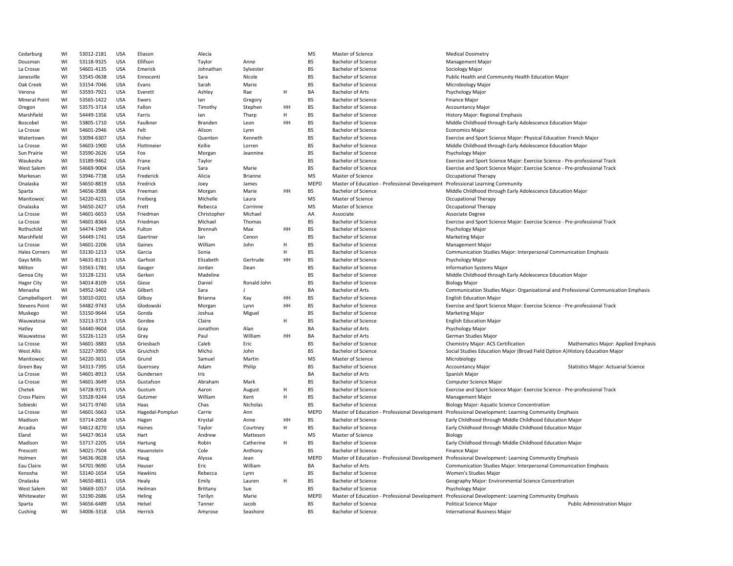| | | | | | | | | | | | |
|---|---|---|---|---|---|---|---|---|---|---|---|
| Cedarburg | WI | 53012-2181 | USA | Eliason | Alecia | | | MS | Master of Science | Medical Dosimetry | |
| Dousman | WI | 53118-9325 | USA | Ellifson | Taylor | Anne | | BS | Bachelor of Science | Management Major | |
| La Crosse | WI | 54601-4135 | USA | Emerick | Johnathan | Sylvester | | BS | Bachelor of Science | Sociology Major | |
| Janesville | WI | 53545-0638 | USA | Ennocenti | Sara | Nicole | | BS | Bachelor of Science | Public Health and Community Health Education Major | |
| Oak Creek | WI | 53154-7046 | USA | Evans | Sarah | Marie | | BS | Bachelor of Science | Microbiology Major | |
| Verona | WI | 53593-7921 | USA | Everett | Ashley | Rae | H | BA | Bachelor of Arts | Psychology Major | |
| Mineral Point | WI | 53565-1422 | USA | Ewers | Ian | Gregory | | BS | Bachelor of Science | Finance Major | |
| Oregon | WI | 53575-3714 | USA | Fallon | Timothy | Stephen | HH | BS | Bachelor of Science | Accountancy Major | |
| Marshfield | WI | 54449-1356 | USA | Farris | Ian | Tharp | H | BS | Bachelor of Science | History Major: Regional Emphasis | |
| Boscobel | WI | 53805-1710 | USA | Faulkner | Branden | Leon | HH | BS | Bachelor of Science | Middle Childhood through Early Adolescence Education Major | |
| La Crosse | WI | 54601-2946 | USA | Felt | Alison | Lynn | | BS | Bachelor of Science | Economics Major | |
| Watertown | WI | 53094-6307 | USA | Fisher | Quenten | Kenneth | | BS | Bachelor of Science | Exercise and Sport Science Major: Physical Education French Major | |
| La Crosse | WI | 54603-1900 | USA | Flottmeier | Kellie | Lorren | | BS | Bachelor of Science | Middle Childhood through Early Adolescence Education Major | |
| Sun Prairie | WI | 53590-2626 | USA | Fox | Morgan | Jeannine | | BS | Bachelor of Science | Psychology Major | |
| Waukesha | WI | 53189-9462 | USA | Frane | Taylor | | | BS | Bachelor of Science | Exercise and Sport Science Major: Exercise Science - Pre-professional Track | |
| West Salem | WI | 54669-9004 | USA | Frank | Sara | Marie | | BS | Bachelor of Science | Exercise and Sport Science Major: Exercise Science - Pre-professional Track | |
| Markesan | WI | 53946-7738 | USA | Frederick | Alicia | Brianne | | MS | Master of Science | Occupational Therapy | |
| Onalaska | WI | 54650-8819 | USA | Fredrick | Joey | James | | MEPD | Master of Education - Professional Development | Professional Learning Community | |
| Sparta | WI | 54656-3588 | USA | Freeman | Morgan | Marie | HH | BS | Bachelor of Science | Middle Childhood through Early Adolescence Education Major | |
| Manitowoc | WI | 54220-4231 | USA | Freiberg | Michelle | Laura | | MS | Master of Science | Occupational Therapy | |
| Onalaska | WI | 54650-2427 | USA | Frett | Rebecca | Corrinne | | MS | Master of Science | Occupational Therapy | |
| La Crosse | WI | 54601-6653 | USA | Friedman | Christopher | Michael | | AA | Associate | Associate Degree | |
| La Crosse | WI | 54601-8364 | USA | Friedman | Michael | Thomas | | BS | Bachelor of Science | Exercise and Sport Science Major: Exercise Science - Pre-professional Track | |
| Rothschild | WI | 54474-1949 | USA | Fulton | Brennah | Mae | HH | BS | Bachelor of Science | Psychology Major | |
| Marshfield | WI | 54449-1741 | USA | Gaertner | Ian | Cenon | | BS | Bachelor of Science | Marketing Major | |
| La Crosse | WI | 54601-2206 | USA | Gaines | William | John | H | BS | Bachelor of Science | Management Major | |
| Hales Corners | WI | 53130-1213 | USA | Garcia | Sonia | | H | BS | Bachelor of Science | Communication Studies Major: Interpersonal Communication Emphasis | |
| Gays Mills | WI | 54631-8113 | USA | Garfoot | Elizabeth | Gertrude | HH | BS | Bachelor of Science | Psychology Major | |
| Milton | WI | 53563-1781 | USA | Gauger | Jordan | Dean | | BS | Bachelor of Science | Information Systems Major | |
| Genoa City | WI | 53128-1231 | USA | Gerken | Madeline | | | BS | Bachelor of Science | Middle Childhood through Early Adolescence Education Major | |
| Hager City | WI | 54014-8109 | USA | Giese | Daniel | Ronald John | | BS | Bachelor of Science | Biology Major | |
| Menasha | WI | 54952-3402 | USA | Gilbert | Sara | J | | BA | Bachelor of Arts | Communication Studies Major: Organizational and Professional Communication Emphasis | |
| Campbellsport | WI | 53010-0201 | USA | Gilboy | Brianna | Kay | HH | BS | Bachelor of Science | English Education Major | |
| Stevens Point | WI | 54482-9743 | USA | Glodowski | Morgan | Lynn | HH | BS | Bachelor of Science | Exercise and Sport Science Major: Exercise Science - Pre-professional Track | |
| Muskego | WI | 53150-9644 | USA | Gonda | Joshua | Miguel | | BS | Bachelor of Science | Marketing Major | |
| Wauwatosa | WI | 53213-3713 | USA | Gordee | Claire | | H | BS | Bachelor of Science | English Education Major | |
| Hatley | WI | 54440-9604 | USA | Gray | Jonathon | Alan | | BA | Bachelor of Arts | Psychology Major | |
| Wauwatosa | WI | 53226-1123 | USA | Gray | Paul | William | HH | BA | Bachelor of Arts | German Studies Major | |
| La Crosse | WI | 54601-3883 | USA | Griesbach | Caleb | Eric | | BS | Bachelor of Science | Chemistry Major: ACS Certification | Mathematics Major: Applied Emphasis |
| West Allis | WI | 53227-3950 | USA | Gruichich | Micho | John | | BS | Bachelor of Science | Social Studies Education Major (Broad Field Option A) History Education Major | |
| Manitowoc | WI | 54220-3631 | USA | Grund | Samuel | Martin | | MS | Master of Science | Microbiology | |
| Green Bay | WI | 54313-7395 | USA | Guernsey | Adam | Philip | | BS | Bachelor of Science | Accountancy Major | Statistics Major: Actuarial Science |
| La Crosse | WI | 54601-8913 | USA | Gundersen | Iris | | | BA | Bachelor of Arts | Spanish Major | |
| La Crosse | WI | 54601-3649 | USA | Gustafson | Abraham | Mark | | BS | Bachelor of Science | Computer Science Major | |
| Chetek | WI | 54728-9371 | USA | Gustum | Aaron | August | H | BS | Bachelor of Science | Exercise and Sport Science Major: Exercise Science - Pre-professional Track | |
| Cross Plains | WI | 53528-9244 | USA | Gutzmer | William | Kent | H | BS | Bachelor of Science | Management Major | |
| Sobieski | WI | 54171-9740 | USA | Haas | Chas | Nicholas | | BS | Bachelor of Science | Biology Major: Aquatic Science Concentration | |
| La Crosse | WI | 54601-5663 | USA | Hagedal-Pomplun | Carrie | Ann | | MEPD | Master of Education - Professional Development | Professional Development: Learning Community Emphasis | |
| Madison | WI | 53714-2058 | USA | Hagen | Krystal | Anne | HH | BS | Bachelor of Science | Early Childhood through Middle Childhood Education Major | |
| Arcadia | WI | 54612-8270 | USA | Haines | Taylor | Courtney | H | BS | Bachelor of Science | Early Childhood through Middle Childhood Education Major | |
| Eland | WI | 54427-9614 | USA | Hart | Andrew | Matteson | | MS | Master of Science | Biology | |
| Madison | WI | 53717-2205 | USA | Hartung | Robin | Catherine | H | BS | Bachelor of Science | Early Childhood through Middle Childhood Education Major | |
| Prescott | WI | 54021-7504 | USA | Hauenstein | Cole | Anthony | | BS | Bachelor of Science | Finance Major | |
| Holmen | WI | 54636-9628 | USA | Haug | Alyssa | Jean | | MEPD | Master of Education - Professional Development | Professional Development: Learning Community Emphasis | |
| Eau Claire | WI | 54701-9690 | USA | Hauser | Eric | William | | BA | Bachelor of Arts | Communication Studies Major: Interpersonal Communication Emphasis | |
| Kenosha | WI | 53140-1654 | USA | Hawkins | Rebecca | Lynn | | BS | Bachelor of Science | Women's Studies Major | |
| Onalaska | WI | 54650-8811 | USA | Healy | Emily | Lauren | H | BS | Bachelor of Science | Geography Major: Environmental Science Concentration | |
| West Salem | WI | 54669-1057 | USA | Heilman | Brittany | Sue | | BS | Bachelor of Science | Psychology Major | |
| Whitewater | WI | 53190-2686 | USA | Heling | Terilyn | Marie | | MEPD | Master of Education - Professional Development | Professional Development: Learning Community Emphasis | |
| Sparta | WI | 54656-6489 | USA | Helsel | Tanner | Jacob | | BS | Bachelor of Science | Political Science Major | Public Administration Major |
| Cushing | WI | 54006-3318 | USA | Herrick | Amyrose | Seashore | | BS | Bachelor of Science | International Business Major | |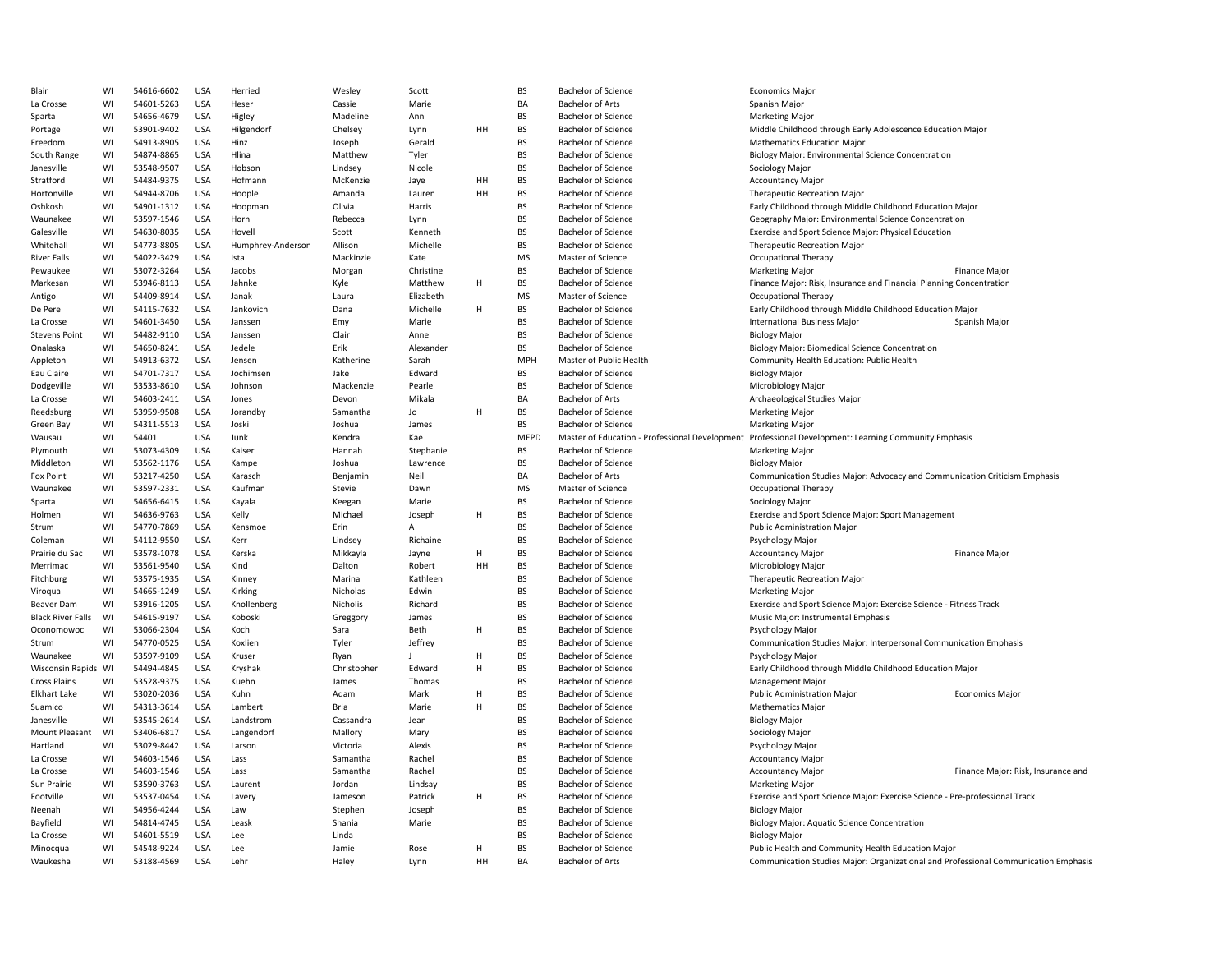| | | | | | | | | | | | |
|---|---|---|---|---|---|---|---|---|---|---|---|
| Blair | WI | 54616-6602 | USA | Herried | Wesley | Scott | | BS | Bachelor of Science | Economics Major | |
| La Crosse | WI | 54601-5263 | USA | Heser | Cassie | Marie | | BA | Bachelor of Arts | Spanish Major | |
| Sparta | WI | 54656-4679 | USA | Higley | Madeline | Ann | | BS | Bachelor of Science | Marketing Major | |
| Portage | WI | 53901-9402 | USA | Hilgendorf | Chelsey | Lynn | HH | BS | Bachelor of Science | Middle Childhood through Early Adolescence Education Major | |
| Freedom | WI | 54913-8905 | USA | Hinz | Joseph | Gerald | | BS | Bachelor of Science | Mathematics Education Major | |
| South Range | WI | 54874-8865 | USA | Hlina | Matthew | Tyler | | BS | Bachelor of Science | Biology Major: Environmental Science Concentration | |
| Janesville | WI | 53548-9507 | USA | Hobson | Lindsey | Nicole | | BS | Bachelor of Science | Sociology Major | |
| Stratford | WI | 54484-9375 | USA | Hofmann | McKenzie | Jaye | HH | BS | Bachelor of Science | Accountancy Major | |
| Hortonville | WI | 54944-8706 | USA | Hoople | Amanda | Lauren | HH | BS | Bachelor of Science | Therapeutic Recreation Major | |
| Oshkosh | WI | 54901-1312 | USA | Hoopman | Olivia | Harris | | BS | Bachelor of Science | Early Childhood through Middle Childhood Education Major | |
| Waunakee | WI | 53597-1546 | USA | Horn | Rebecca | Lynn | | BS | Bachelor of Science | Geography Major: Environmental Science Concentration | |
| Galesville | WI | 54630-8035 | USA | Hovell | Scott | Kenneth | | BS | Bachelor of Science | Exercise and Sport Science Major: Physical Education | |
| Whitehall | WI | 54773-8805 | USA | Humphrey-Anderson | Allison | Michelle | | BS | Bachelor of Science | Therapeutic Recreation Major | |
| River Falls | WI | 54022-3429 | USA | Ista | Mackinzie | Kate | | MS | Master of Science | Occupational Therapy | |
| Pewaukee | WI | 53072-3264 | USA | Jacobs | Morgan | Christine | | BS | Bachelor of Science | Marketing Major | Finance Major |
| Markesan | WI | 53946-8113 | USA | Jahnke | Kyle | Matthew | H | BS | Bachelor of Science | Finance Major: Risk, Insurance and Financial Planning Concentration | |
| Antigo | WI | 54409-8914 | USA | Janak | Laura | Elizabeth | | MS | Master of Science | Occupational Therapy | |
| De Pere | WI | 54115-7632 | USA | Jankovich | Dana | Michelle | H | BS | Bachelor of Science | Early Childhood through Middle Childhood Education Major | |
| La Crosse | WI | 54601-3450 | USA | Janssen | Emy | Marie | | BS | Bachelor of Science | International Business Major | Spanish Major |
| Stevens Point | WI | 54482-9110 | USA | Janssen | Clair | Anne | | BS | Bachelor of Science | Biology Major | |
| Onalaska | WI | 54650-8241 | USA | Jedele | Erik | Alexander | | BS | Bachelor of Science | Biology Major: Biomedical Science Concentration | |
| Appleton | WI | 54913-6372 | USA | Jensen | Katherine | Sarah | | MPH | Master of Public Health | Community Health Education: Public Health | |
| Eau Claire | WI | 54701-7317 | USA | Jochimsen | Jake | Edward | | BS | Bachelor of Science | Biology Major | |
| Dodgeville | WI | 53533-8610 | USA | Johnson | Mackenzie | Pearle | | BS | Bachelor of Science | Microbiology Major | |
| La Crosse | WI | 54603-2411 | USA | Jones | Devon | Mikala | | BA | Bachelor of Arts | Archaeological Studies Major | |
| Reedsburg | WI | 53959-9508 | USA | Jorandby | Samantha | Jo | H | BS | Bachelor of Science | Marketing Major | |
| Green Bay | WI | 54311-5513 | USA | Joski | Joshua | James | | BS | Bachelor of Science | Marketing Major | |
| Wausau | WI | 54401 | USA | Junk | Kendra | Kae | | MEPD | Master of Education - Professional Development | Professional Development: Learning Community Emphasis | |
| Plymouth | WI | 53073-4309 | USA | Kaiser | Hannah | Stephanie | | BS | Bachelor of Science | Marketing Major | |
| Middleton | WI | 53562-1176 | USA | Kampe | Joshua | Lawrence | | BS | Bachelor of Science | Biology Major | |
| Fox Point | WI | 53217-4250 | USA | Karasch | Benjamin | Neil | | BA | Bachelor of Arts | Communication Studies Major: Advocacy and Communication Criticism Emphasis | |
| Waunakee | WI | 53597-2331 | USA | Kaufman | Stevie | Dawn | | MS | Master of Science | Occupational Therapy | |
| Sparta | WI | 54656-6415 | USA | Kayala | Keegan | Marie | | BS | Bachelor of Science | Sociology Major | |
| Holmen | WI | 54636-9763 | USA | Kelly | Michael | Joseph | H | BS | Bachelor of Science | Exercise and Sport Science Major: Sport Management | |
| Strum | WI | 54770-7869 | USA | Kensmoe | Erin | A | | BS | Bachelor of Science | Public Administration Major | |
| Coleman | WI | 54112-9550 | USA | Kerr | Lindsey | Richaine | | BS | Bachelor of Science | Psychology Major | |
| Prairie du Sac | WI | 53578-1078 | USA | Kerska | Mikkayla | Jayne | H | BS | Bachelor of Science | Accountancy Major | Finance Major |
| Merrimac | WI | 53561-9540 | USA | Kind | Dalton | Robert | HH | BS | Bachelor of Science | Microbiology Major | |
| Fitchburg | WI | 53575-1935 | USA | Kinney | Marina | Kathleen | | BS | Bachelor of Science | Therapeutic Recreation Major | |
| Viroqua | WI | 54665-1249 | USA | Kirking | Nicholas | Edwin | | BS | Bachelor of Science | Marketing Major | |
| Beaver Dam | WI | 53916-1205 | USA | Knollenberg | Nicholis | Richard | | BS | Bachelor of Science | Exercise and Sport Science Major: Exercise Science - Fitness Track | |
| Black River Falls | WI | 54615-9197 | USA | Koboski | Greggory | James | | BS | Bachelor of Science | Music Major: Instrumental Emphasis | |
| Oconomowoc | WI | 53066-2304 | USA | Koch | Sara | Beth | H | BS | Bachelor of Science | Psychology Major | |
| Strum | WI | 54770-0525 | USA | Koxlien | Tyler | Jeffrey | | BS | Bachelor of Science | Communication Studies Major: Interpersonal Communication Emphasis | |
| Waunakee | WI | 53597-9109 | USA | Kruser | Ryan | J | H | BS | Bachelor of Science | Psychology Major | |
| Wisconsin Rapids | WI | 54494-4845 | USA | Kryshak | Christopher | Edward | H | BS | Bachelor of Science | Early Childhood through Middle Childhood Education Major | |
| Cross Plains | WI | 53528-9375 | USA | Kuehn | James | Thomas | | BS | Bachelor of Science | Management Major | |
| Elkhart Lake | WI | 53020-2036 | USA | Kuhn | Adam | Mark | H | BS | Bachelor of Science | Public Administration Major | Economics Major |
| Suamico | WI | 54313-3614 | USA | Lambert | Bria | Marie | H | BS | Bachelor of Science | Mathematics Major | |
| Janesville | WI | 53545-2614 | USA | Landstrom | Cassandra | Jean | | BS | Bachelor of Science | Biology Major | |
| Mount Pleasant | WI | 53406-6817 | USA | Langendorf | Mallory | Mary | | BS | Bachelor of Science | Sociology Major | |
| Hartland | WI | 53029-8442 | USA | Larson | Victoria | Alexis | | BS | Bachelor of Science | Psychology Major | |
| La Crosse | WI | 54603-1546 | USA | Lass | Samantha | Rachel | | BS | Bachelor of Science | Accountancy Major | |
| La Crosse | WI | 54603-1546 | USA | Lass | Samantha | Rachel | | BS | Bachelor of Science | Accountancy Major | Finance Major: Risk, Insurance and |
| Sun Prairie | WI | 53590-3763 | USA | Laurent | Jordan | Lindsay | | BS | Bachelor of Science | Marketing Major | |
| Footville | WI | 53537-0454 | USA | Lavery | Jameson | Patrick | H | BS | Bachelor of Science | Exercise and Sport Science Major: Exercise Science - Pre-professional Track | |
| Neenah | WI | 54956-4244 | USA | Law | Stephen | Joseph | | BS | Bachelor of Science | Biology Major | |
| Bayfield | WI | 54814-4745 | USA | Leask | Shania | Marie | | BS | Bachelor of Science | Biology Major: Aquatic Science Concentration | |
| La Crosse | WI | 54601-5519 | USA | Lee | Linda | | | BS | Bachelor of Science | Biology Major | |
| Minocqua | WI | 54548-9224 | USA | Lee | Jamie | Rose | H | BS | Bachelor of Science | Public Health and Community Health Education Major | |
| Waukesha | WI | 53188-4569 | USA | Lehr | Haley | Lynn | HH | BA | Bachelor of Arts | Communication Studies Major: Organizational and Professional Communication Emphasis | |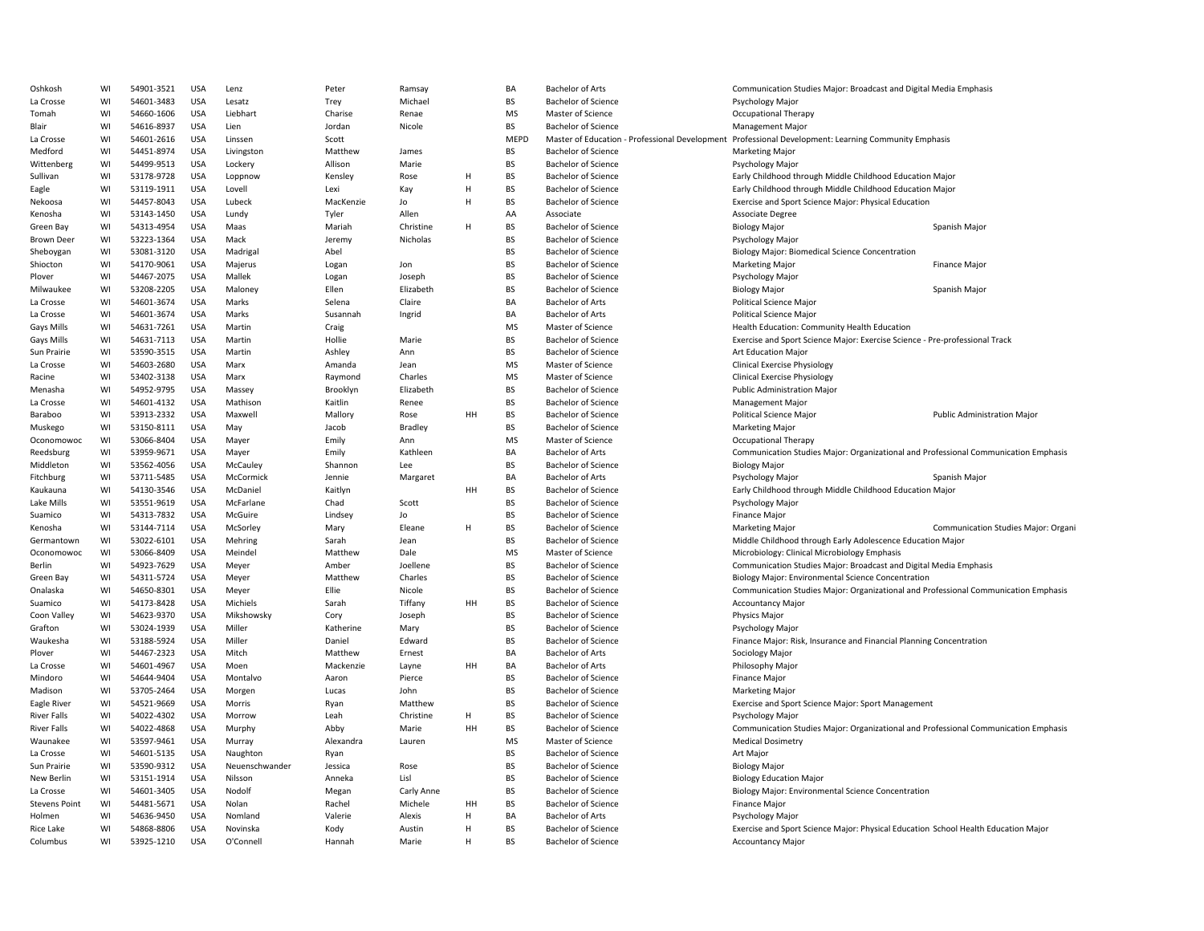| | | | | | | | | | | | |
|---|---|---|---|---|---|---|---|---|---|---|---|
| Oshkosh | WI | 54901-3521 | USA | Lenz | Peter | Ramsay | | BA | Bachelor of Arts | Communication Studies Major: Broadcast and Digital Media Emphasis | |
| La Crosse | WI | 54601-3483 | USA | Lesatz | Trey | Michael | | BS | Bachelor of Science | Psychology Major | |
| Tomah | WI | 54660-1606 | USA | Liebhart | Charise | Renae | | MS | Master of Science | Occupational Therapy | |
| Blair | WI | 54616-8937 | USA | Lien | Jordan | Nicole | | BS | Bachelor of Science | Management Major | |
| La Crosse | WI | 54601-2616 | USA | Linssen | Scott | | | MEPD | Master of Education - Professional Development | Professional Development: Learning Community Emphasis | |
| Medford | WI | 54451-8974 | USA | Livingston | Matthew | James | | BS | Bachelor of Science | Marketing Major | |
| Wittenberg | WI | 54499-9513 | USA | Lockery | Allison | Marie | | BS | Bachelor of Science | Psychology Major | |
| Sullivan | WI | 53178-9728 | USA | Loppnow | Kensley | Rose | H | BS | Bachelor of Science | Early Childhood through Middle Childhood Education Major | |
| Eagle | WI | 53119-1911 | USA | Lovell | Lexi | Kay | H | BS | Bachelor of Science | Early Childhood through Middle Childhood Education Major | |
| Nekoosa | WI | 54457-8043 | USA | Lubeck | MacKenzie | Jo | H | BS | Bachelor of Science | Exercise and Sport Science Major: Physical Education | |
| Kenosha | WI | 53143-1450 | USA | Lundy | Tyler | Allen | | AA | Associate | Associate Degree | |
| Green Bay | WI | 54313-4954 | USA | Maas | Mariah | Christine | H | BS | Bachelor of Science | Biology Major | Spanish Major |
| Brown Deer | WI | 53223-1364 | USA | Mack | Jeremy | Nicholas | | BS | Bachelor of Science | Psychology Major | |
| Sheboygan | WI | 53081-3120 | USA | Madrigal | Abel | | | BS | Bachelor of Science | Biology Major: Biomedical Science Concentration | |
| Shiocton | WI | 54170-9061 | USA | Majerus | Logan | Jon | | BS | Bachelor of Science | Marketing Major | Finance Major |
| Plover | WI | 54467-2075 | USA | Mallek | Logan | Joseph | | BS | Bachelor of Science | Psychology Major | |
| Milwaukee | WI | 53208-2205 | USA | Maloney | Ellen | Elizabeth | | BS | Bachelor of Science | Biology Major | Spanish Major |
| La Crosse | WI | 54601-3674 | USA | Marks | Selena | Claire | | BA | Bachelor of Arts | Political Science Major | |
| La Crosse | WI | 54601-3674 | USA | Marks | Susannah | Ingrid | | BA | Bachelor of Arts | Political Science Major | |
| Gays Mills | WI | 54631-7261 | USA | Martin | Craig | | | MS | Master of Science | Health Education: Community Health Education | |
| Gays Mills | WI | 54631-7113 | USA | Martin | Hollie | Marie | | BS | Bachelor of Science | Exercise and Sport Science Major: Exercise Science - Pre-professional Track | |
| Sun Prairie | WI | 53590-3515 | USA | Martin | Ashley | Ann | | BS | Bachelor of Science | Art Education Major | |
| La Crosse | WI | 54603-2680 | USA | Marx | Amanda | Jean | | MS | Master of Science | Clinical Exercise Physiology | |
| Racine | WI | 53402-3138 | USA | Marx | Raymond | Charles | | MS | Master of Science | Clinical Exercise Physiology | |
| Menasha | WI | 54952-9795 | USA | Massey | Brooklyn | Elizabeth | | BS | Bachelor of Science | Public Administration Major | |
| La Crosse | WI | 54601-4132 | USA | Mathison | Kaitlin | Renee | | BS | Bachelor of Science | Management Major | |
| Baraboo | WI | 53913-2332 | USA | Maxwell | Mallory | Rose | HH | BS | Bachelor of Science | Political Science Major | Public Administration Major |
| Muskego | WI | 53150-8111 | USA | May | Jacob | Bradley | | BS | Bachelor of Science | Marketing Major | |
| Oconomowoc | WI | 53066-8404 | USA | Mayer | Emily | Ann | | MS | Master of Science | Occupational Therapy | |
| Reedsburg | WI | 53959-9671 | USA | Mayer | Emily | Kathleen | | BA | Bachelor of Arts | Communication Studies Major: Organizational and Professional Communication Emphasis | |
| Middleton | WI | 53562-4056 | USA | McCauley | Shannon | Lee | | BS | Bachelor of Science | Biology Major | |
| Fitchburg | WI | 53711-5485 | USA | McCormick | Jennie | Margaret | | BA | Bachelor of Arts | Psychology Major | Spanish Major |
| Kaukauna | WI | 54130-3546 | USA | McDaniel | Kaitlyn | | HH | BS | Bachelor of Science | Early Childhood through Middle Childhood Education Major | |
| Lake Mills | WI | 53551-9619 | USA | McFarlane | Chad | Scott | | BS | Bachelor of Science | Psychology Major | |
| Suamico | WI | 54313-7832 | USA | McGuire | Lindsey | Jo | | BS | Bachelor of Science | Finance Major | |
| Kenosha | WI | 53144-7114 | USA | McSorley | Mary | Eleane | H | BS | Bachelor of Science | Marketing Major | Communication Studies Major: Organi |
| Germantown | WI | 53022-6101 | USA | Mehring | Sarah | Jean | | BS | Bachelor of Science | Middle Childhood through Early Adolescence Education Major | |
| Oconomowoc | WI | 53066-8409 | USA | Meindel | Matthew | Dale | | MS | Master of Science | Microbiology: Clinical Microbiology Emphasis | |
| Berlin | WI | 54923-7629 | USA | Meyer | Amber | Joellene | | BS | Bachelor of Science | Communication Studies Major: Broadcast and Digital Media Emphasis | |
| Green Bay | WI | 54311-5724 | USA | Meyer | Matthew | Charles | | BS | Bachelor of Science | Biology Major: Environmental Science Concentration | |
| Onalaska | WI | 54650-8301 | USA | Meyer | Ellie | Nicole | | BS | Bachelor of Science | Communication Studies Major: Organizational and Professional Communication Emphasis | |
| Suamico | WI | 54173-8428 | USA | Michiels | Sarah | Tiffany | HH | BS | Bachelor of Science | Accountancy Major | |
| Coon Valley | WI | 54623-9370 | USA | Mikshowsky | Cory | Joseph | | BS | Bachelor of Science | Physics Major | |
| Grafton | WI | 53024-1939 | USA | Miller | Katherine | Mary | | BS | Bachelor of Science | Psychology Major | |
| Waukesha | WI | 53188-5924 | USA | Miller | Daniel | Edward | | BS | Bachelor of Science | Finance Major: Risk, Insurance and Financial Planning Concentration | |
| Plover | WI | 54467-2323 | USA | Mitch | Matthew | Ernest | | BA | Bachelor of Arts | Sociology Major | |
| La Crosse | WI | 54601-4967 | USA | Moen | Mackenzie | Layne | HH | BA | Bachelor of Arts | Philosophy Major | |
| Mindoro | WI | 54644-9404 | USA | Montalvo | Aaron | Pierce | | BS | Bachelor of Science | Finance Major | |
| Madison | WI | 53705-2464 | USA | Morgen | Lucas | John | | BS | Bachelor of Science | Marketing Major | |
| Eagle River | WI | 54521-9669 | USA | Morris | Ryan | Matthew | | BS | Bachelor of Science | Exercise and Sport Science Major: Sport Management | |
| River Falls | WI | 54022-4302 | USA | Morrow | Leah | Christine | H | BS | Bachelor of Science | Psychology Major | |
| River Falls | WI | 54022-4868 | USA | Murphy | Abby | Marie | HH | BS | Bachelor of Science | Communication Studies Major: Organizational and Professional Communication Emphasis | |
| Waunakee | WI | 53597-9461 | USA | Murray | Alexandra | Lauren | | MS | Master of Science | Medical Dosimetry | |
| La Crosse | WI | 54601-5135 | USA | Naughton | Ryan | | | BS | Bachelor of Science | Art Major | |
| Sun Prairie | WI | 53590-9312 | USA | Neuenschwander | Jessica | Rose | | BS | Bachelor of Science | Biology Major | |
| New Berlin | WI | 53151-1914 | USA | Nilsson | Anneka | Lisl | | BS | Bachelor of Science | Biology Education Major | |
| La Crosse | WI | 54601-3405 | USA | Nodolf | Megan | Carly Anne | | BS | Bachelor of Science | Biology Major: Environmental Science Concentration | |
| Stevens Point | WI | 54481-5671 | USA | Nolan | Rachel | Michele | HH | BS | Bachelor of Science | Finance Major | |
| Holmen | WI | 54636-9450 | USA | Nomland | Valerie | Alexis | H | BA | Bachelor of Arts | Psychology Major | |
| Rice Lake | WI | 54868-8806 | USA | Novinska | Kody | Austin | H | BS | Bachelor of Science | Exercise and Sport Science Major: Physical Education School Health Education Major | |
| Columbus | WI | 53925-1210 | USA | O'Connell | Hannah | Marie | H | BS | Bachelor of Science | Accountancy Major | |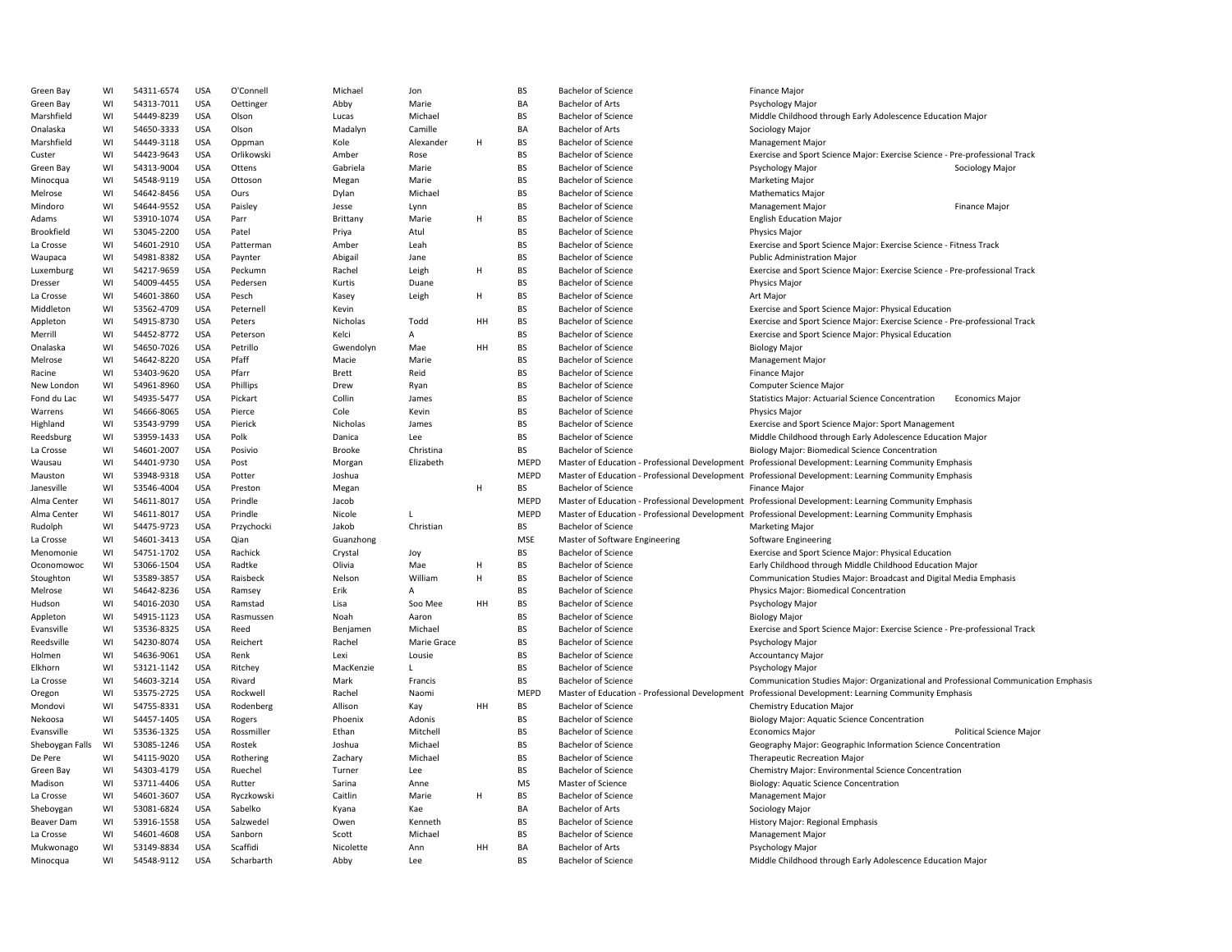| | | | | | | | | | | | |
|---|---|---|---|---|---|---|---|---|---|---|---|
| Green Bay | WI | 54311-6574 | USA | O'Connell | Michael | Jon | | BS | Bachelor of Science | Finance Major | |
| Green Bay | WI | 54313-7011 | USA | Oettinger | Abby | Marie | | BA | Bachelor of Arts | Psychology Major | |
| Marshfield | WI | 54449-8239 | USA | Olson | Lucas | Michael | | BS | Bachelor of Science | Middle Childhood through Early Adolescence Education Major | |
| Onalaska | WI | 54650-3333 | USA | Olson | Madalyn | Camille | | BA | Bachelor of Arts | Sociology Major | |
| Marshfield | WI | 54449-3118 | USA | Oppman | Kole | Alexander | H | BS | Bachelor of Science | Management Major | |
| Custer | WI | 54423-9643 | USA | Orlikowski | Amber | Rose | | BS | Bachelor of Science | Exercise and Sport Science Major: Exercise Science - Pre-professional Track | |
| Green Bay | WI | 54313-9004 | USA | Ottens | Gabriela | Marie | | BS | Bachelor of Science | Psychology Major | Sociology Major |
| Minocqua | WI | 54548-9119 | USA | Ottoson | Megan | Marie | | BS | Bachelor of Science | Marketing Major | |
| Melrose | WI | 54642-8456 | USA | Ours | Dylan | Michael | | BS | Bachelor of Science | Mathematics Major | |
| Mindoro | WI | 54644-9552 | USA | Paisley | Jesse | Lynn | | BS | Bachelor of Science | Management Major | Finance Major |
| Adams | WI | 53910-1074 | USA | Parr | Brittany | Marie | H | BS | Bachelor of Science | English Education Major | |
| Brookfield | WI | 53045-2200 | USA | Patel | Priya | Atul | | BS | Bachelor of Science | Physics Major | |
| La Crosse | WI | 54601-2910 | USA | Patterman | Amber | Leah | | BS | Bachelor of Science | Exercise and Sport Science Major: Exercise Science - Fitness Track | |
| Waupaca | WI | 54981-8382 | USA | Paynter | Abigail | Jane | | BS | Bachelor of Science | Public Administration Major | |
| Luxemburg | WI | 54217-9659 | USA | Peckumn | Rachel | Leigh | H | BS | Bachelor of Science | Exercise and Sport Science Major: Exercise Science - Pre-professional Track | |
| Dresser | WI | 54009-4455 | USA | Pedersen | Kurtis | Duane | | BS | Bachelor of Science | Physics Major | |
| La Crosse | WI | 54601-3860 | USA | Pesch | Kasey | Leigh | H | BS | Bachelor of Science | Art Major | |
| Middleton | WI | 53562-4709 | USA | Peternell | Kevin | | | BS | Bachelor of Science | Exercise and Sport Science Major: Physical Education | |
| Appleton | WI | 54915-8730 | USA | Peters | Nicholas | Todd | HH | BS | Bachelor of Science | Exercise and Sport Science Major: Exercise Science - Pre-professional Track | |
| Merrill | WI | 54452-8772 | USA | Peterson | Kelci | A | | BS | Bachelor of Science | Exercise and Sport Science Major: Physical Education | |
| Onalaska | WI | 54650-7026 | USA | Petrillo | Gwendolyn | Mae | HH | BS | Bachelor of Science | Biology Major | |
| Melrose | WI | 54642-8220 | USA | Pfaff | Macie | Marie | | BS | Bachelor of Science | Management Major | |
| Racine | WI | 53403-9620 | USA | Pfarr | Brett | Reid | | BS | Bachelor of Science | Finance Major | |
| New London | WI | 54961-8960 | USA | Phillips | Drew | Ryan | | BS | Bachelor of Science | Computer Science Major | |
| Fond du Lac | WI | 54935-5477 | USA | Pickart | Collin | James | | BS | Bachelor of Science | Statistics Major: Actuarial Science Concentration | Economics Major |
| Warrens | WI | 54666-8065 | USA | Pierce | Cole | Kevin | | BS | Bachelor of Science | Physics Major | |
| Highland | WI | 53543-9799 | USA | Pierick | Nicholas | James | | BS | Bachelor of Science | Exercise and Sport Science Major: Sport Management | |
| Reedsburg | WI | 53959-1433 | USA | Polk | Danica | Lee | | BS | Bachelor of Science | Middle Childhood through Early Adolescence Education Major | |
| La Crosse | WI | 54601-2007 | USA | Posivio | Brooke | Christina | | BS | Bachelor of Science | Biology Major: Biomedical Science Concentration | |
| Wausau | WI | 54401-9730 | USA | Post | Morgan | Elizabeth | | MEPD | Master of Education - Professional Development | Professional Development: Learning Community Emphasis | |
| Mauston | WI | 53948-9318 | USA | Potter | Joshua | | | MEPD | Master of Education - Professional Development | Professional Development: Learning Community Emphasis | |
| Janesville | WI | 53546-4004 | USA | Preston | Megan | | H | BS | Bachelor of Science | Finance Major | |
| Alma Center | WI | 54611-8017 | USA | Prindle | Jacob | | | MEPD | Master of Education - Professional Development | Professional Development: Learning Community Emphasis | |
| Alma Center | WI | 54611-8017 | USA | Prindle | Nicole | L | | MEPD | Master of Education - Professional Development | Professional Development: Learning Community Emphasis | |
| Rudolph | WI | 54475-9723 | USA | Przychocki | Jakob | Christian | | BS | Bachelor of Science | Marketing Major | |
| La Crosse | WI | 54601-3413 | USA | Qian | Guanzhong | | | MSE | Master of Software Engineering | Software Engineering | |
| Menomonie | WI | 54751-1702 | USA | Rachick | Crystal | Joy | | BS | Bachelor of Science | Exercise and Sport Science Major: Physical Education | |
| Oconomowoc | WI | 53066-1504 | USA | Radtke | Olivia | Mae | H | BS | Bachelor of Science | Early Childhood through Middle Childhood Education Major | |
| Stoughton | WI | 53589-3857 | USA | Raisbeck | Nelson | William | H | BS | Bachelor of Science | Communication Studies Major: Broadcast and Digital Media Emphasis | |
| Melrose | WI | 54642-8236 | USA | Ramsey | Erik | A | | BS | Bachelor of Science | Physics Major: Biomedical Concentration | |
| Hudson | WI | 54016-2030 | USA | Ramstad | Lisa | Soo Mee | HH | BS | Bachelor of Science | Psychology Major | |
| Appleton | WI | 54915-1123 | USA | Rasmussen | Noah | Aaron | | BS | Bachelor of Science | Biology Major | |
| Evansville | WI | 53536-8325 | USA | Reed | Benjamen | Michael | | BS | Bachelor of Science | Exercise and Sport Science Major: Exercise Science - Pre-professional Track | |
| Reedsville | WI | 54230-8074 | USA | Reichert | Rachel | Marie Grace | | BS | Bachelor of Science | Psychology Major | |
| Holmen | WI | 54636-9061 | USA | Renk | Lexi | Lousie | | BS | Bachelor of Science | Accountancy Major | |
| Elkhorn | WI | 53121-1142 | USA | Ritchey | MacKenzie | L | | BS | Bachelor of Science | Psychology Major | |
| La Crosse | WI | 54603-3214 | USA | Rivard | Mark | Francis | | BS | Bachelor of Science | Communication Studies Major: Organizational and Professional Communication Emphasis | |
| Oregon | WI | 53575-2725 | USA | Rockwell | Rachel | Naomi | | MEPD | Master of Education - Professional Development | Professional Development: Learning Community Emphasis | |
| Mondovi | WI | 54755-8331 | USA | Rodenberg | Allison | Kay | HH | BS | Bachelor of Science | Chemistry Education Major | |
| Nekoosa | WI | 54457-1405 | USA | Rogers | Phoenix | Adonis | | BS | Bachelor of Science | Biology Major: Aquatic Science Concentration | |
| Evansville | WI | 53536-1325 | USA | Rossmiller | Ethan | Mitchell | | BS | Bachelor of Science | Economics Major | Political Science Major |
| Sheboygan Falls | WI | 53085-1246 | USA | Rostek | Joshua | Michael | | BS | Bachelor of Science | Geography Major: Geographic Information Science Concentration | |
| De Pere | WI | 54115-9020 | USA | Rothering | Zachary | Michael | | BS | Bachelor of Science | Therapeutic Recreation Major | |
| Green Bay | WI | 54303-4179 | USA | Ruechel | Turner | Lee | | BS | Bachelor of Science | Chemistry Major: Environmental Science Concentration | |
| Madison | WI | 53711-4406 | USA | Rutter | Sarina | Anne | | MS | Master of Science | Biology: Aquatic Science Concentration | |
| La Crosse | WI | 54601-3607 | USA | Ryczkowski | Caitlin | Marie | H | BS | Bachelor of Science | Management Major | |
| Sheboygan | WI | 53081-6824 | USA | Sabelko | Kyana | Kae | | BA | Bachelor of Arts | Sociology Major | |
| Beaver Dam | WI | 53916-1558 | USA | Salzwedel | Owen | Kenneth | | BS | Bachelor of Science | History Major: Regional Emphasis | |
| La Crosse | WI | 54601-4608 | USA | Sanborn | Scott | Michael | | BS | Bachelor of Science | Management Major | |
| Mukwonago | WI | 53149-8834 | USA | Scaffidi | Nicolette | Ann | HH | BA | Bachelor of Arts | Psychology Major | |
| Minocqua | WI | 54548-9112 | USA | Scharbarth | Abby | Lee | | BS | Bachelor of Science | Middle Childhood through Early Adolescence Education Major | |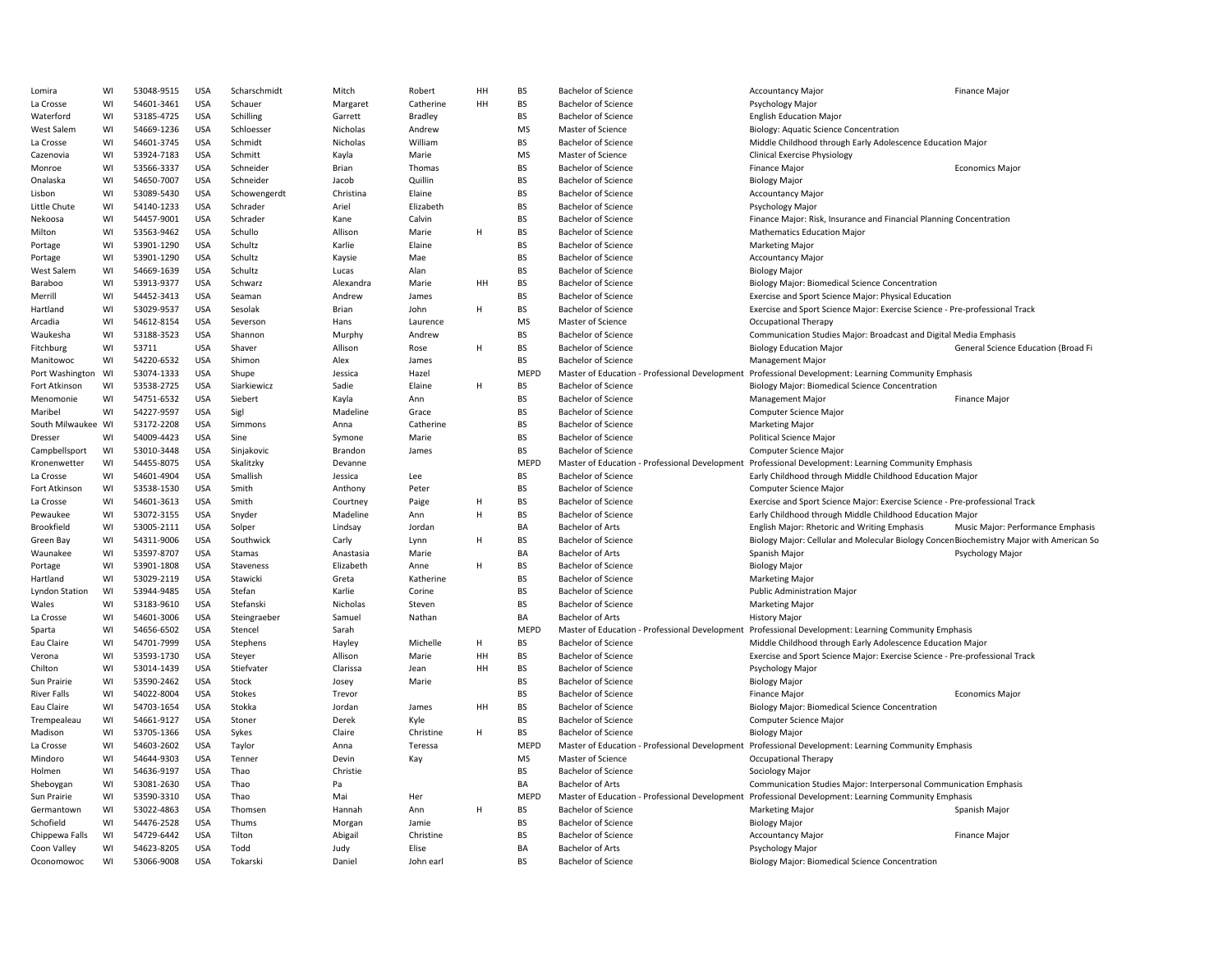| | | | | | | | | | | | |
|---|---|---|---|---|---|---|---|---|---|---|---|
| Lomira | WI | 53048-9515 | USA | Scharschmidt | Mitch | Robert | HH | BS | Bachelor of Science | Accountancy Major | Finance Major |
| La Crosse | WI | 54601-3461 | USA | Schauer | Margaret | Catherine | HH | BS | Bachelor of Science | Psychology Major | |
| Waterford | WI | 53185-4725 | USA | Schilling | Garrett | Bradley | | BS | Bachelor of Science | English Education Major | |
| West Salem | WI | 54669-1236 | USA | Schloesser | Nicholas | Andrew | | MS | Master of Science | Biology: Aquatic Science Concentration | |
| La Crosse | WI | 54601-3745 | USA | Schmidt | Nicholas | William | | BS | Bachelor of Science | Middle Childhood through Early Adolescence Education Major | |
| Cazenovia | WI | 53924-7183 | USA | Schmitt | Kayla | Marie | | MS | Master of Science | Clinical Exercise Physiology | |
| Monroe | WI | 53566-3337 | USA | Schneider | Brian | Thomas | | BS | Bachelor of Science | Finance Major | Economics Major |
| Onalaska | WI | 54650-7007 | USA | Schneider | Jacob | Quillin | | BS | Bachelor of Science | Biology Major | |
| Lisbon | WI | 53089-5430 | USA | Schowengerdt | Christina | Elaine | | BS | Bachelor of Science | Accountancy Major | |
| Little Chute | WI | 54140-1233 | USA | Schrader | Ariel | Elizabeth | | BS | Bachelor of Science | Psychology Major | |
| Nekoosa | WI | 54457-9001 | USA | Schrader | Kane | Calvin | | BS | Bachelor of Science | Finance Major: Risk, Insurance and Financial Planning Concentration | |
| Milton | WI | 53563-9462 | USA | Schullo | Allison | Marie | H | BS | Bachelor of Science | Mathematics Education Major | |
| Portage | WI | 53901-1290 | USA | Schultz | Karlie | Elaine | | BS | Bachelor of Science | Marketing Major | |
| Portage | WI | 53901-1290 | USA | Schultz | Kaysie | Mae | | BS | Bachelor of Science | Accountancy Major | |
| West Salem | WI | 54669-1639 | USA | Schultz | Lucas | Alan | | BS | Bachelor of Science | Biology Major | |
| Baraboo | WI | 53913-9377 | USA | Schwarz | Alexandra | Marie | HH | BS | Bachelor of Science | Biology Major: Biomedical Science Concentration | |
| Merrill | WI | 54452-3413 | USA | Seaman | Andrew | James | | BS | Bachelor of Science | Exercise and Sport Science Major: Physical Education | |
| Hartland | WI | 53029-9537 | USA | Sesolak | Brian | John | H | BS | Bachelor of Science | Exercise and Sport Science Major: Exercise Science - Pre-professional Track | |
| Arcadia | WI | 54612-8154 | USA | Severson | Hans | Laurence | | MS | Master of Science | Occupational Therapy | |
| Waukesha | WI | 53188-3523 | USA | Shannon | Murphy | Andrew | | BS | Bachelor of Science | Communication Studies Major: Broadcast and Digital Media Emphasis | |
| Fitchburg | WI | 53711 | USA | Shaver | Allison | Rose | H | BS | Bachelor of Science | Biology Education Major | General Science Education (Broad Fi |
| Manitowoc | WI | 54220-6532 | USA | Shimon | Alex | James | | BS | Bachelor of Science | Management Major | |
| Port Washington | WI | 53074-1333 | USA | Shupe | Jessica | Hazel | | MEPD | Master of Education - Professional Development | Professional Development: Learning Community Emphasis | |
| Fort Atkinson | WI | 53538-2725 | USA | Siarkiewicz | Sadie | Elaine | H | BS | Bachelor of Science | Biology Major: Biomedical Science Concentration | |
| Menomonie | WI | 54751-6532 | USA | Siebert | Kayla | Ann | | BS | Bachelor of Science | Management Major | Finance Major |
| Maribel | WI | 54227-9597 | USA | Sigl | Madeline | Grace | | BS | Bachelor of Science | Computer Science Major | |
| South Milwaukee | WI | 53172-2208 | USA | Simmons | Anna | Catherine | | BS | Bachelor of Science | Marketing Major | |
| Dresser | WI | 54009-4423 | USA | Sine | Symone | Marie | | BS | Bachelor of Science | Political Science Major | |
| Campbellsport | WI | 53010-3448 | USA | Sinjakovic | Brandon | James | | BS | Bachelor of Science | Computer Science Major | |
| Kronenwetter | WI | 54455-8075 | USA | Skalitzky | Devanne | | | MEPD | Master of Education - Professional Development | Professional Development: Learning Community Emphasis | |
| La Crosse | WI | 54601-4904 | USA | Smallish | Jessica | Lee | | BS | Bachelor of Science | Early Childhood through Middle Childhood Education Major | |
| Fort Atkinson | WI | 53538-1530 | USA | Smith | Anthony | Peter | | BS | Bachelor of Science | Computer Science Major | |
| La Crosse | WI | 54601-3613 | USA | Smith | Courtney | Paige | H | BS | Bachelor of Science | Exercise and Sport Science Major: Exercise Science - Pre-professional Track | |
| Pewaukee | WI | 53072-3155 | USA | Snyder | Madeline | Ann | H | BS | Bachelor of Science | Early Childhood through Middle Childhood Education Major | |
| Brookfield | WI | 53005-2111 | USA | Solper | Lindsay | Jordan | | BA | Bachelor of Arts | English Major: Rhetoric and Writing Emphasis | Music Major: Performance Emphasis |
| Green Bay | WI | 54311-9006 | USA | Southwick | Carly | Lynn | H | BS | Bachelor of Science | Biology Major: Cellular and Molecular Biology Concen | Biochemistry Major with American So |
| Waunakee | WI | 53597-8707 | USA | Stamas | Anastasia | Marie | | BA | Bachelor of Arts | Spanish Major | Psychology Major |
| Portage | WI | 53901-1808 | USA | Staveness | Elizabeth | Anne | H | BS | Bachelor of Science | Biology Major | |
| Hartland | WI | 53029-2119 | USA | Stawicki | Greta | Katherine | | BS | Bachelor of Science | Marketing Major | |
| Lyndon Station | WI | 53944-9485 | USA | Stefan | Karlie | Corine | | BS | Bachelor of Science | Public Administration Major | |
| Wales | WI | 53183-9610 | USA | Stefanski | Nicholas | Steven | | BS | Bachelor of Science | Marketing Major | |
| La Crosse | WI | 54601-3006 | USA | Steingraeber | Samuel | Nathan | | BA | Bachelor of Arts | History Major | |
| Sparta | WI | 54656-6502 | USA | Stencel | Sarah | | | MEPD | Master of Education - Professional Development | Professional Development: Learning Community Emphasis | |
| Eau Claire | WI | 54701-7999 | USA | Stephens | Hayley | Michelle | H | BS | Bachelor of Science | Middle Childhood through Early Adolescence Education Major | |
| Verona | WI | 53593-1730 | USA | Steyer | Allison | Marie | HH | BS | Bachelor of Science | Exercise and Sport Science Major: Exercise Science - Pre-professional Track | |
| Chilton | WI | 53014-1439 | USA | Stiefvater | Clarissa | Jean | HH | BS | Bachelor of Science | Psychology Major | |
| Sun Prairie | WI | 53590-2462 | USA | Stock | Josey | Marie | | BS | Bachelor of Science | Biology Major | |
| River Falls | WI | 54022-8004 | USA | Stokes | Trevor | | | BS | Bachelor of Science | Finance Major | Economics Major |
| Eau Claire | WI | 54703-1654 | USA | Stokka | Jordan | James | HH | BS | Bachelor of Science | Biology Major: Biomedical Science Concentration | |
| Trempealeau | WI | 54661-9127 | USA | Stoner | Derek | Kyle | | BS | Bachelor of Science | Computer Science Major | |
| Madison | WI | 53705-1366 | USA | Sykes | Claire | Christine | H | BS | Bachelor of Science | Biology Major | |
| La Crosse | WI | 54603-2602 | USA | Taylor | Anna | Teressa | | MEPD | Master of Education - Professional Development | Professional Development: Learning Community Emphasis | |
| Mindoro | WI | 54644-9303 | USA | Tenner | Devin | Kay | | MS | Master of Science | Occupational Therapy | |
| Holmen | WI | 54636-9197 | USA | Thao | Christie | | | BS | Bachelor of Science | Sociology Major | |
| Sheboygan | WI | 53081-2630 | USA | Thao | Pa | | | BA | Bachelor of Arts | Communication Studies Major: Interpersonal Communication Emphasis | |
| Sun Prairie | WI | 53590-3310 | USA | Thao | Mai | Her | | MEPD | Master of Education - Professional Development | Professional Development: Learning Community Emphasis | |
| Germantown | WI | 53022-4863 | USA | Thomsen | Hannah | Ann | H | BS | Bachelor of Science | Marketing Major | Spanish Major |
| Schofield | WI | 54476-2528 | USA | Thums | Morgan | Jamie | | BS | Bachelor of Science | Biology Major | |
| Chippewa Falls | WI | 54729-6442 | USA | Tilton | Abigail | Christine | | BS | Bachelor of Science | Accountancy Major | Finance Major |
| Coon Valley | WI | 54623-8205 | USA | Todd | Judy | Elise | | BA | Bachelor of Arts | Psychology Major | |
| Oconomowoc | WI | 53066-9008 | USA | Tokarski | Daniel | John earl | | BS | Bachelor of Science | Biology Major: Biomedical Science Concentration | |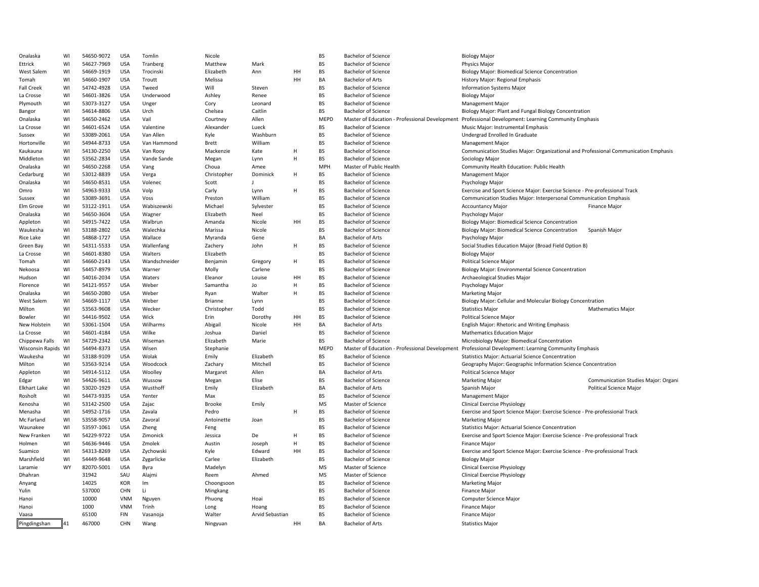| | | | | | | | | | | | |
|---|---|---|---|---|---|---|---|---|---|---|---|
| Onalaska | WI | 54650-9072 | USA | Tomlin | Nicole | | | BS | Bachelor of Science | Biology Major | |
| Ettrick | WI | 54627-7969 | USA | Tranberg | Matthew | Mark | | BS | Bachelor of Science | Physics Major | |
| West Salem | WI | 54669-1919 | USA | Trocinski | Elizabeth | Ann | HH | BS | Bachelor of Science | Biology Major: Biomedical Science Concentration | |
| Tomah | WI | 54660-1907 | USA | Troutt | Melissa | | HH | BA | Bachelor of Arts | History Major: Regional Emphasis | |
| Fall Creek | WI | 54742-4928 | USA | Tweed | Will | Steven | | BS | Bachelor of Science | Information Systems Major | |
| La Crosse | WI | 54601-3826 | USA | Underwood | Ashley | Renee | | BS | Bachelor of Science | Biology Major | |
| Plymouth | WI | 53073-3127 | USA | Unger | Cory | Leonard | | BS | Bachelor of Science | Management Major | |
| Bangor | WI | 54614-8806 | USA | Urch | Chelsea | Caitlin | | BS | Bachelor of Science | Biology Major: Plant and Fungal Biology Concentration | |
| Onalaska | WI | 54650-2462 | USA | Vail | Courtney | Allen | | MEPD | Master of Education - Professional Development | Professional Development: Learning Community Emphasis | |
| La Crosse | WI | 54601-6524 | USA | Valentine | Alexander | Lueck | | BS | Bachelor of Science | Music Major: Instrumental Emphasis | |
| Sussex | WI | 53089-2061 | USA | Van Allen | Kyle | Washburn | | BS | Bachelor of Science | Undergrad Enrolled In Graduate | |
| Hortonville | WI | 54944-8733 | USA | Van Hammond | Brett | William | | BS | Bachelor of Science | Management Major | |
| Kaukauna | WI | 54130-2250 | USA | Van Rooy | Mackenzie | Kate | H | BS | Bachelor of Science | Communication Studies Major: Organizational and Professional Communication Emphasis | |
| Middleton | WI | 53562-2834 | USA | Vande Sande | Megan | Lynn | H | BS | Bachelor of Science | Sociology Major | |
| Onalaska | WI | 54650-2268 | USA | Vang | Choua | Amee | | MPH | Master of Public Health | Community Health Education: Public Health | |
| Cedarburg | WI | 53012-8839 | USA | Verga | Christopher | Dominick | H | BS | Bachelor of Science | Management Major | |
| Onalaska | WI | 54650-8531 | USA | Volenec | Scott | J | | BS | Bachelor of Science | Psychology Major | |
| Omro | WI | 54963-9333 | USA | Volp | Carly | Lynn | H | BS | Bachelor of Science | Exercise and Sport Science Major: Exercise Science - Pre-professional Track | |
| Sussex | WI | 53089-3691 | USA | Voss | Preston | William | | BS | Bachelor of Science | Communication Studies Major: Interpersonal Communication Emphasis | |
| Elm Grove | WI | 53122-1911 | USA | Wabiszewski | Michael | Sylvester | | BS | Bachelor of Science | Accountancy Major | Finance Major |
| Onalaska | WI | 54650-3604 | USA | Wagner | Elizabeth | Neel | | BS | Bachelor of Science | Psychology Major | |
| Appleton | WI | 54915-7422 | USA | Walbrun | Amanda | Nicole | HH | BS | Bachelor of Science | Biology Major: Biomedical Science Concentration | |
| Waukesha | WI | 53188-2802 | USA | Walechka | Marissa | Nicole | | BS | Bachelor of Science | Biology Major: Biomedical Science Concentration | Spanish Major |
| Rice Lake | WI | 54868-1727 | USA | Wallace | Myranda | Gene | | BA | Bachelor of Arts | Psychology Major | |
| Green Bay | WI | 54311-5533 | USA | Wallenfang | Zachery | John | H | BS | Bachelor of Science | Social Studies Education Major (Broad Field Option B) | |
| La Crosse | WI | 54601-8380 | USA | Walters | Elizabeth | | | BS | Bachelor of Science | Biology Major | |
| Tomah | WI | 54660-2143 | USA | Wandschneider | Benjamin | Gregory | H | BS | Bachelor of Science | Political Science Major | |
| Nekoosa | WI | 54457-8979 | USA | Warner | Molly | Carlene | | BS | Bachelor of Science | Biology Major: Environmental Science Concentration | |
| Hudson | WI | 54016-2034 | USA | Waters | Eleanor | Louise | HH | BS | Bachelor of Science | Archaeological Studies Major | |
| Florence | WI | 54121-9557 | USA | Weber | Samantha | Jo | H | BS | Bachelor of Science | Psychology Major | |
| Onalaska | WI | 54650-2080 | USA | Weber | Ryan | Walter | H | BS | Bachelor of Science | Marketing Major | |
| West Salem | WI | 54669-1117 | USA | Weber | Brianne | Lynn | | BS | Bachelor of Science | Biology Major: Cellular and Molecular Biology Concentration | |
| Milton | WI | 53563-9608 | USA | Wecker | Christopher | Todd | | BS | Bachelor of Science | Statistics Major | Mathematics Major |
| Bowler | WI | 54416-9502 | USA | Wick | Erin | Dorothy | HH | BS | Bachelor of Science | Political Science Major | |
| New Holstein | WI | 53061-1504 | USA | Wilharms | Abigail | Nicole | HH | BA | Bachelor of Arts | English Major: Rhetoric and Writing Emphasis | |
| La Crosse | WI | 54601-4184 | USA | Wilke | Joshua | Daniel | | BS | Bachelor of Science | Mathematics Education Major | |
| Chippewa Falls | WI | 54729-2342 | USA | Wiseman | Elizabeth | Marie | | BS | Bachelor of Science | Microbiology Major: Biomedical Concentration | |
| Wisconsin Rapids | WI | 54494-8373 | USA | Wisen | Stephanie | | | MEPD | Master of Education - Professional Development | Professional Development: Learning Community Emphasis | |
| Waukesha | WI | 53188-9109 | USA | Wolak | Emily | Elizabeth | | BS | Bachelor of Science | Statistics Major: Actuarial Science Concentration | |
| Milton | WI | 53563-9214 | USA | Woodcock | Zachary | Mitchell | | BS | Bachelor of Science | Geography Major: Geographic Information Science Concentration | |
| Appleton | WI | 54914-5112 | USA | Woolley | Margaret | Allen | | BA | Bachelor of Arts | Political Science Major | |
| Edgar | WI | 54426-9611 | USA | Wussow | Megan | Elise | | BS | Bachelor of Science | Marketing Major | Communication Studies Major: Organi |
| Elkhart Lake | WI | 53020-1929 | USA | Wusthoff | Emily | Elizabeth | | BA | Bachelor of Arts | Spanish Major | Political Science Major |
| Rosholt | WI | 54473-9335 | USA | Yenter | Max | | | BS | Bachelor of Science | Management Major | |
| Kenosha | WI | 53142-2500 | USA | Zajac | Brooke | Emily | | MS | Master of Science | Clinical Exercise Physiology | |
| Menasha | WI | 54952-1716 | USA | Zavala | Pedro | | H | BS | Bachelor of Science | Exercise and Sport Science Major: Exercise Science - Pre-professional Track | |
| Mc Farland | WI | 53558-9057 | USA | Zavoral | Antoinette | Joan | | BS | Bachelor of Science | Marketing Major | |
| Waunakee | WI | 53597-1061 | USA | Zheng | Feng | | | BS | Bachelor of Science | Statistics Major: Actuarial Science Concentration | |
| New Franken | WI | 54229-9722 | USA | Zimonick | Jessica | De | H | BS | Bachelor of Science | Exercise and Sport Science Major: Exercise Science - Pre-professional Track | |
| Holmen | WI | 54636-9446 | USA | Zmolek | Austin | Joseph | H | BS | Bachelor of Science | Finance Major | |
| Suamico | WI | 54313-8269 | USA | Zychowski | Kyle | Edward | HH | BS | Bachelor of Science | Exercise and Sport Science Major: Exercise Science - Pre-professional Track | |
| Marshfield | WI | 54449-9648 | USA | Zygarlicke | Carlee | Elizabeth | | BS | Bachelor of Science | Biology Major | |
| Laramie | WY | 82070-5001 | USA | Byra | Madelyn | | | MS | Master of Science | Clinical Exercise Physiology | |
| Dhahran | | 31942 | SAU | Alajmi | Reem | Ahmed | | MS | Master of Science | Clinical Exercise Physiology | |
| Anyang | | 14025 | KOR | Im | Choongsoon | | | BS | Bachelor of Science | Marketing Major | |
| Yulin | | 537000 | CHN | Li | Mingkang | | | BS | Bachelor of Science | Finance Major | |
| Hanoi | | 10000 | VNM | Nguyen | Phuong | Hoai | | BS | Bachelor of Science | Computer Science Major | |
| Hanoi | | 1000 | VNM | Trinh | Long | Hoang | | BS | Bachelor of Science | Finance Major | |
| Vaasa | | 65100 | FIN | Vasanoja | Walter | Arvid Sebastian | | BS | Bachelor of Science | Finance Major | |
| Pingdingshan | 41 | 467000 | CHN | Wang | Ningyuan | | HH | BA | Bachelor of Arts | Statistics Major | |